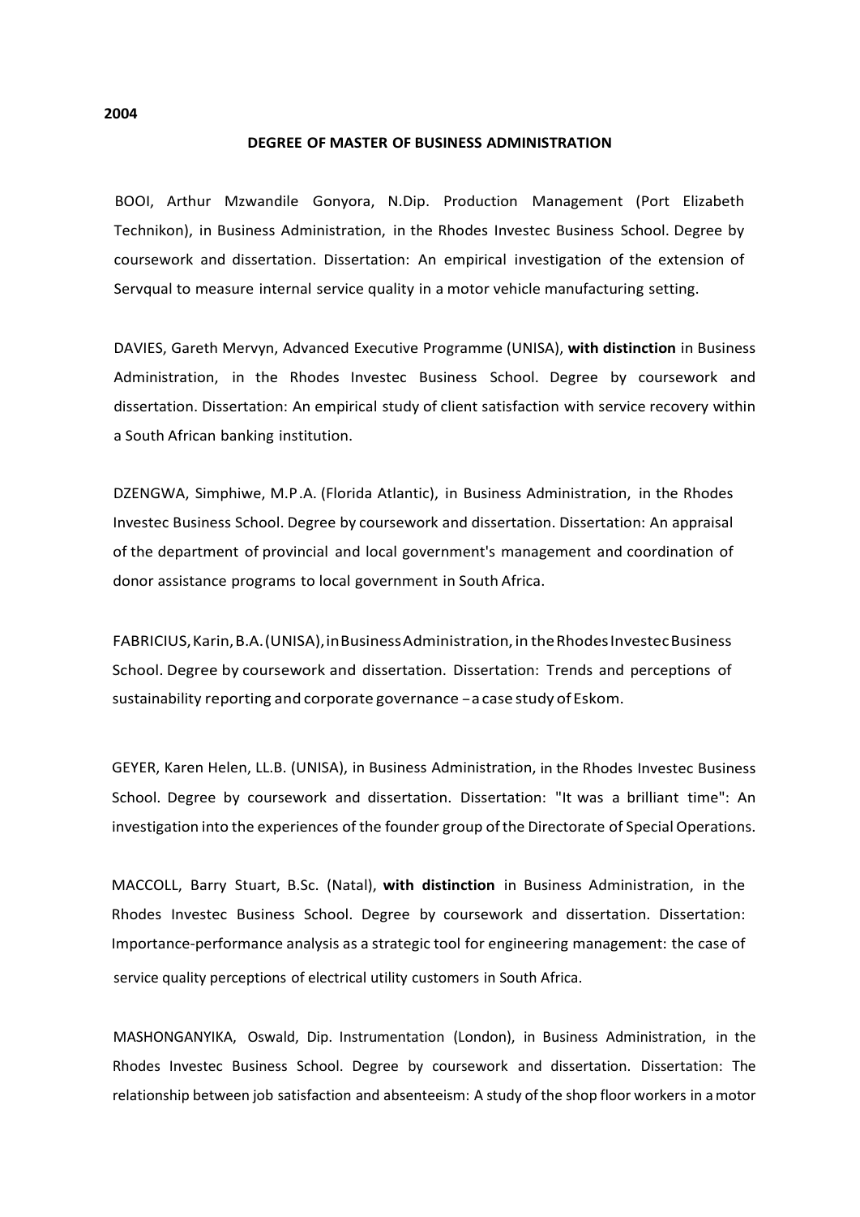**2004**

## DEGREE OF MASTER OF BUSINESS ADMINISTRATION

BOOI, Arthur Mzwandile Gonyora, N.Dip. Production Management (Port Elizabeth Technikon), in Business Administration, in the Rhodes Investec Business School. Degree by coursework and dissertation. Dissertation: An empirical investigation of the extension of Servqual to measure internal service quality in a motor vehicle manufacturing setting.

DAVIES, Gareth Mervyn, Advanced Executive Programme (UNISA), **with distinction** in Business Administration, in the Rhodes Investec Business School. Degree by coursework and dissertation. Dissertation: An empirical study of client satisfaction with service recovery within a South African banking institution.

DZENGWA, Simphiwe, M.P.A. (Florida Atlantic), in Business Administration, in the Rhodes Investec Business School. Degree by coursework and dissertation. Dissertation: An appraisal of the department of provincial and local government's management and coordination of donor assistance programs to local government in South Africa.

FABRICIUS, Karin, B.A. (UNISA), in Business Administration, in the Rhodes Investec Business School. Degree by coursework and dissertation. Dissertation: Trends and perceptions of sustainability reporting and corporate governance – a case study of Eskom.

GEYER, Karen Helen, LL.B. (UNISA), in Business Administration, in the Rhodes Investec Business School. Degree by coursework and dissertation. Dissertation: "It was a brilliant time": An investigation into the experiences of the founder group of the Directorate of Special Operations.

MACCOLL, Barry Stuart, B.Sc. (Natal), **with distinction** in Business Administration, in the Rhodes Investec Business School. Degree by coursework and dissertation. Dissertation: Importance-performance analysis as a strategic tool for engineering management: the case of service quality perceptions of electrical utility customers in South Africa.

MASHONGANYIKA, Oswald, Dip. Instrumentation (London), in Business Administration, in the Rhodes Investec Business School. Degree by coursework and dissertation. Dissertation: The relationship between job satisfaction and absenteeism: A study of the shop floor workers in a motor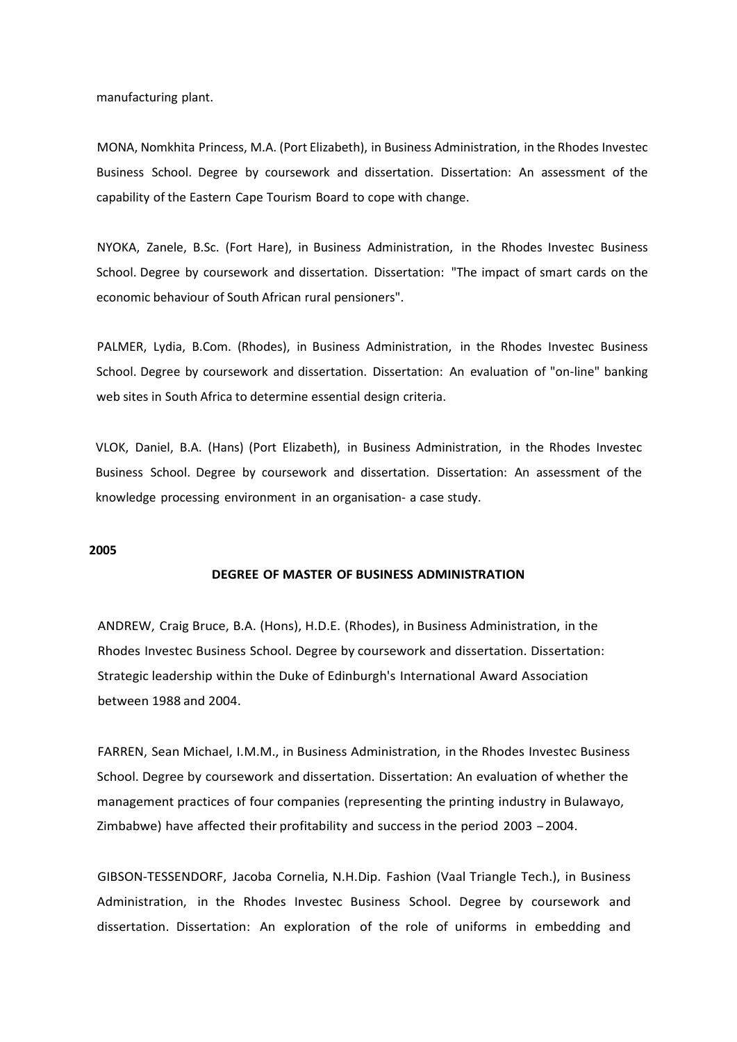manufacturing plant.

MONA, Nomkhita Princess, M.A. (Port Elizabeth), in Business Administration, in the Rhodes Investec Business School. Degree by coursework and dissertation. Dissertation: An assessment of the capability of the Eastern Cape Tourism Board to cope with change.

NYOKA, Zanele, B.Sc. (Fort Hare), in Business Administration, in the Rhodes Investec Business School. Degree by coursework and dissertation. Dissertation: "The impact of smart cards on the economic behaviour of South African rural pensioners".

PALMER, Lydia, B.Com. (Rhodes), in Business Administration, in the Rhodes Investec Business School. Degree by coursework and dissertation. Dissertation: An evaluation of "on-line" banking web sites in South Africa to determine essential design criteria.

VLOK, Daniel, B.A. (Hans) (Port Elizabeth), in Business Administration, in the Rhodes Investec Business School. Degree by coursework and dissertation. Dissertation: An assessment of the knowledge processing environment in an organisation- a case study.

**2005**

**DEGREE OF MASTER OF BUSINESS ADMINISTRATION**

ANDREW, Craig Bruce, B.A. (Hons), H.D.E. (Rhodes), in Business Administration, in the Rhodes Investec Business School. Degree by coursework and dissertation. Dissertation: Strategic leadership within the Duke of Edinburgh's International Award Association between 1988 and 2004.

FARREN, Sean Michael, I.M.M., in Business Administration, in the Rhodes Investec Business School. Degree by coursework and dissertation. Dissertation: An evaluation of whether the management practices of four companies (representing the printing industry in Bulawayo, Zimbabwe) have affected their profitability and success in the period 2003 – 2004.

GIBSON-TESSENDORF, Jacoba Cornelia, N.H.Dip. Fashion (Vaal Triangle Tech.), in Business Administration, in the Rhodes Investec Business School. Degree by coursework and dissertation. Dissertation: An exploration of the role of uniforms in embedding and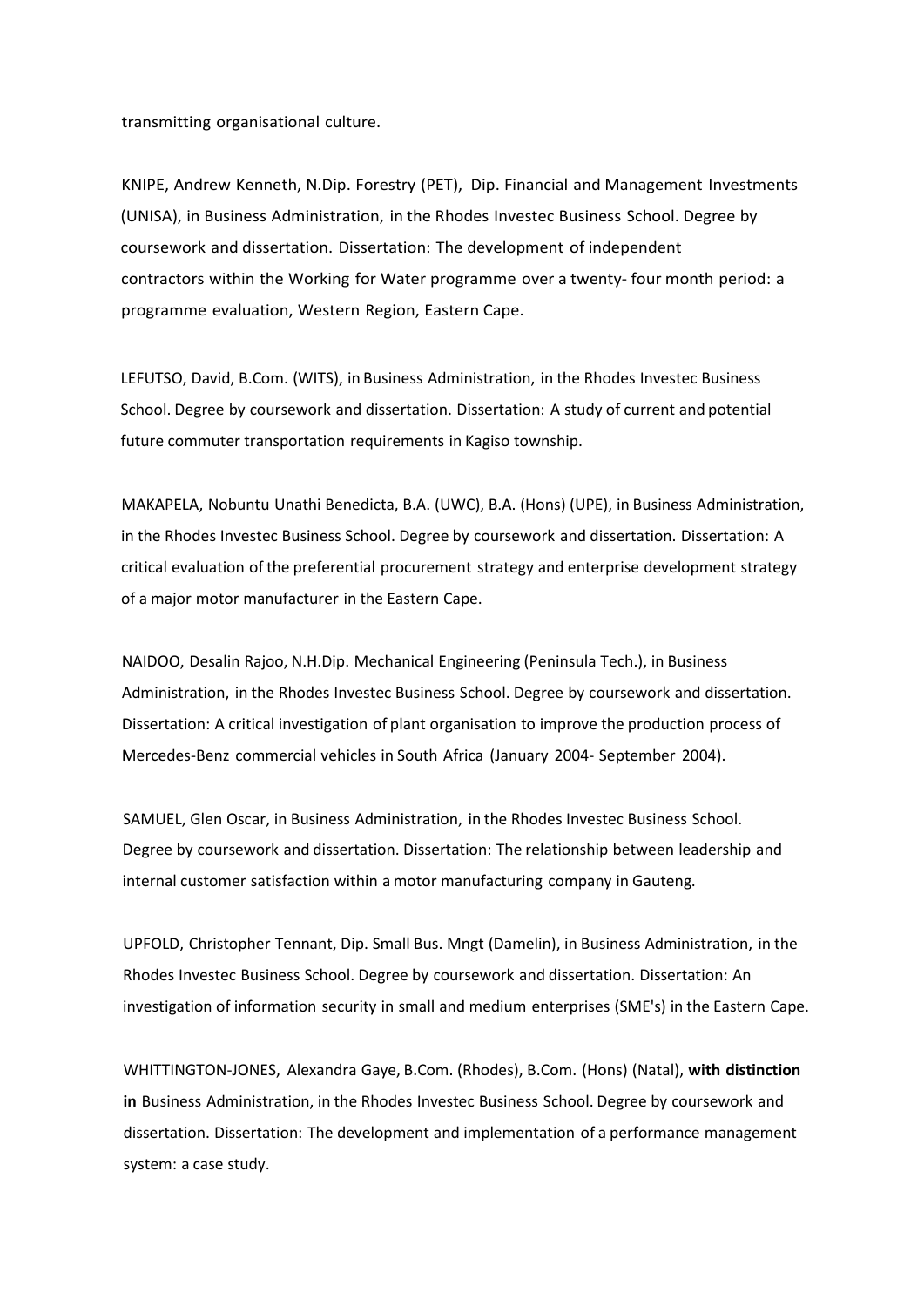transmitting organisational culture.

KNIPE, Andrew Kenneth, N.Dip. Forestry (PET), Dip. Financial and Management Investments (UNISA), in Business Administration, in the Rhodes Investec Business School. Degree by coursework and dissertation. Dissertation: The development of independent contractors within the Working for Water programme over a twenty- four month period: a programme evaluation, Western Region, Eastern Cape.

LEFUTSO, David, B.Com. (WITS), in Business Administration, in the Rhodes Investec Business School. Degree by coursework and dissertation. Dissertation: A study of current and potential future commuter transportation requirements in Kagiso township.

MAKAPELA, Nobuntu Unathi Benedicta, B.A. (UWC), B.A. (Hons) (UPE), in Business Administration, in the Rhodes Investec Business School. Degree by coursework and dissertation. Dissertation: A critical evaluation of the preferential procurement strategy and enterprise development strategy of a major motor manufacturer in the Eastern Cape.

NAIDOO, Desalin Rajoo, N.H.Dip. Mechanical Engineering (Peninsula Tech.), in Business Administration, in the Rhodes Investec Business School. Degree by coursework and dissertation. Dissertation: A critical investigation of plant organisation to improve the production process of Mercedes-Benz commercial vehicles in South Africa (January 2004- September 2004).

SAMUEL, Glen Oscar, in Business Administration, in the Rhodes Investec Business School. Degree by coursework and dissertation. Dissertation: The relationship between leadership and internal customer satisfaction within a motor manufacturing company in Gauteng.

UPFOLD, Christopher Tennant, Dip. Small Bus. Mngt (Damelin), in Business Administration, in the Rhodes Investec Business School. Degree by coursework and dissertation. Dissertation: An investigation of information security in small and medium enterprises (SME's) in the Eastern Cape.

WHITTINGTON-JONES, Alexandra Gaye, B.Com. (Rhodes), B.Com. (Hons) (Natal), **with distinction in** Business Administration, in the Rhodes Investec Business School. Degree by coursework and dissertation. Dissertation: The development and implementation of a performance management system: a case study.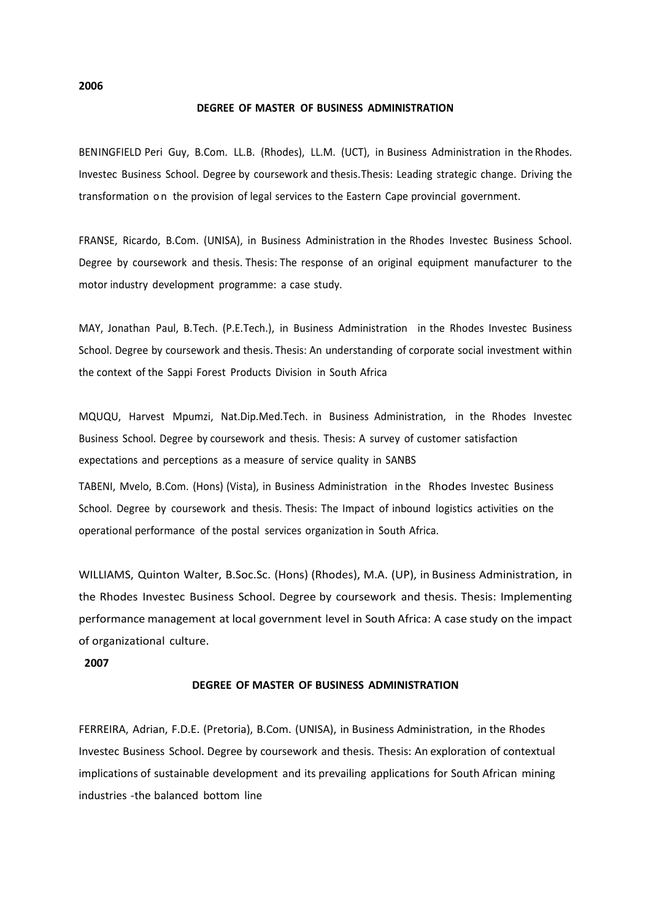**2006**

**DEGREE OF MASTER OF BUSINESS ADMINISTRATION**

BENINGFIELD Peri Guy, B.Com. LL.B. (Rhodes), LL.M. (UCT), in Business Administration in the Rhodes. Investec Business School. Degree by coursework and thesis.Thesis: Leading strategic change. Driving the transformation on the provision of legal services to the Eastern Cape provincial government.

FRANSE, Ricardo, B.Com. (UNISA), in Business Administration in the Rhodes Investec Business School. Degree by coursework and thesis. Thesis: The response of an original equipment manufacturer to the motor industry development programme: a case study.

MAY, Jonathan Paul, B.Tech. (P.E.Tech.), in Business Administration in the Rhodes Investec Business School. Degree by coursework and thesis. Thesis: An understanding of corporate social investment within the context of the Sappi Forest Products Division in South Africa

MQUQU, Harvest Mpumzi, Nat.Dip.Med.Tech. in Business Administration, in the Rhodes Investec Business School. Degree by coursework and thesis. Thesis: A survey of customer satisfaction expectations and perceptions as a measure of service quality in SANBS

TABENI, Mvelo, B.Com. (Hons) (Vista), in Business Administration in the Rhodes Investec Business School. Degree by coursework and thesis. Thesis: The Impact of inbound logistics activities on the operational performance of the postal services organization in South Africa.

WILLIAMS, Quinton Walter, B.Soc.Sc. (Hons) (Rhodes), M.A. (UP), in Business Administration, in the Rhodes Investec Business School. Degree by coursework and thesis. Thesis: Implementing performance management at local government level in South Africa: A case study on the impact of organizational culture.

**2007**

**DEGREE OF MASTER OF BUSINESS ADMINISTRATION**

FERREIRA, Adrian, F.D.E. (Pretoria), B.Com. (UNISA), in Business Administration, in the Rhodes Investec Business School. Degree by coursework and thesis. Thesis: An exploration of contextual implications of sustainable development and its prevailing applications for South African mining industries -the balanced bottom line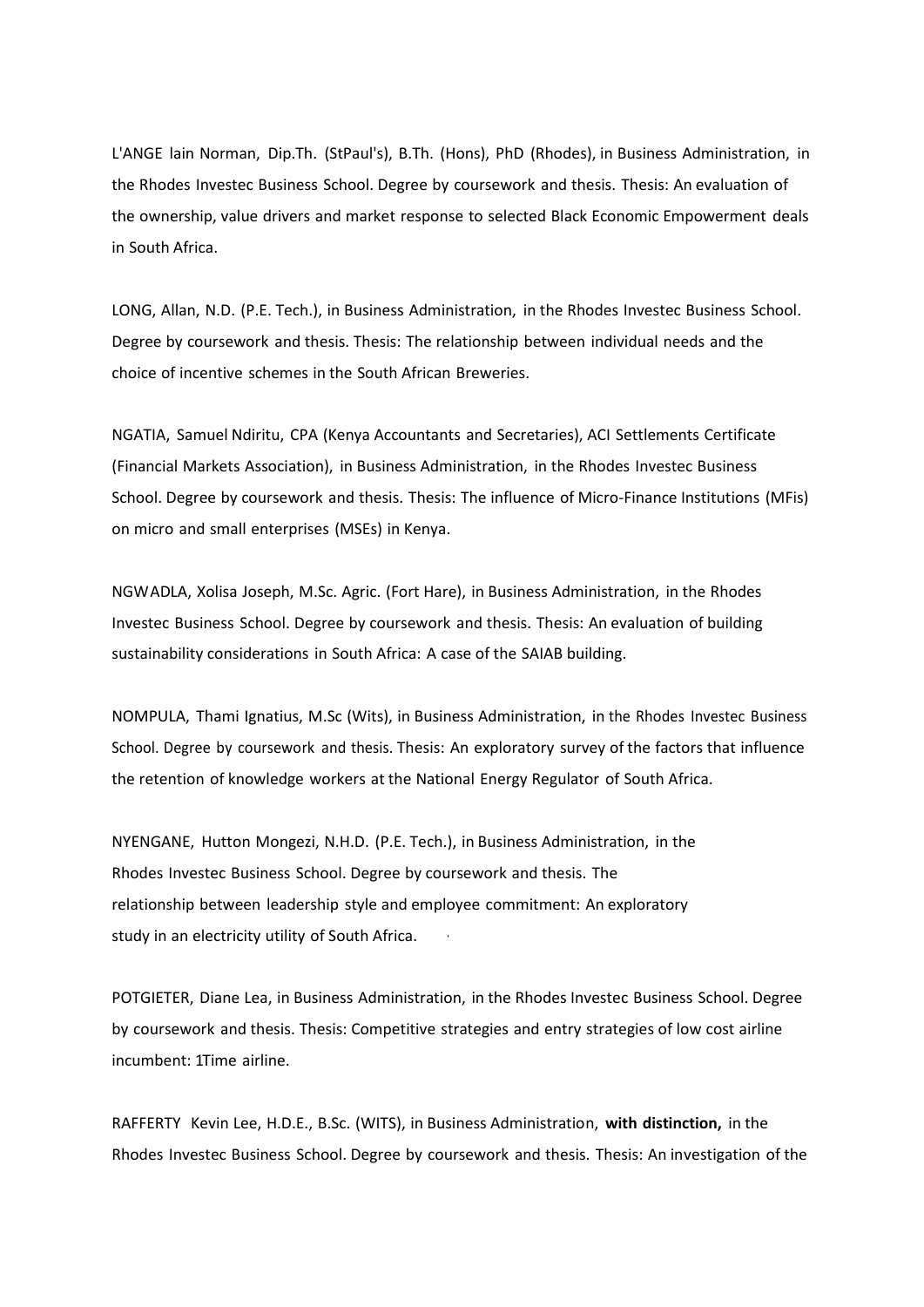L'ANGE Iain Norman, Dip.Th. (StPaul's), B.Th. (Hons), PhD (Rhodes), in Business Administration, in the Rhodes Investec Business School. Degree by coursework and thesis. Thesis: An evaluation of the ownership, value drivers and market response to selected Black Economic Empowerment deals in South Africa.

LONG, Allan, N.D. (P.E. Tech.), in Business Administration, in the Rhodes Investec Business School. Degree by coursework and thesis. Thesis: The relationship between individual needs and the choice of incentive schemes in the South African Breweries.

NGATIA, Samuel Ndiritu, CPA (Kenya Accountants and Secretaries), ACI Settlements Certificate (Financial Markets Association), in Business Administration, in the Rhodes Investec Business School. Degree by coursework and thesis. Thesis: The influence of Micro-Finance Institutions (MFis) on micro and small enterprises (MSEs) in Kenya.

NGWADLA, Xolisa Joseph, M.Sc. Agric. (Fort Hare), in Business Administration, in the Rhodes Investec Business School. Degree by coursework and thesis. Thesis: An evaluation of building sustainability considerations in South Africa: A case of the SAIAB building.

NOMPULA, Thami Ignatius, M.Sc (Wits), in Business Administration, in the Rhodes Investec Business School. Degree by coursework and thesis. Thesis: An exploratory survey of the factors that influence the retention of knowledge workers at the National Energy Regulator of South Africa.

NYENGANE, Hutton Mongezi, N.H.D. (P.E. Tech.), in Business Administration, in the Rhodes Investec Business School. Degree by coursework and thesis. The relationship between leadership style and employee commitment: An exploratory study in an electricity utility of South Africa.

POTGIETER, Diane Lea, in Business Administration, in the Rhodes Investec Business School. Degree by coursework and thesis. Thesis: Competitive strategies and entry strategies of low cost airline incumbent: 1Time airline.

RAFFERTY Kevin Lee, H.D.E., B.Sc. (WITS), in Business Administration, **with distinction,** in the Rhodes Investec Business School. Degree by coursework and thesis. Thesis: An investigation of the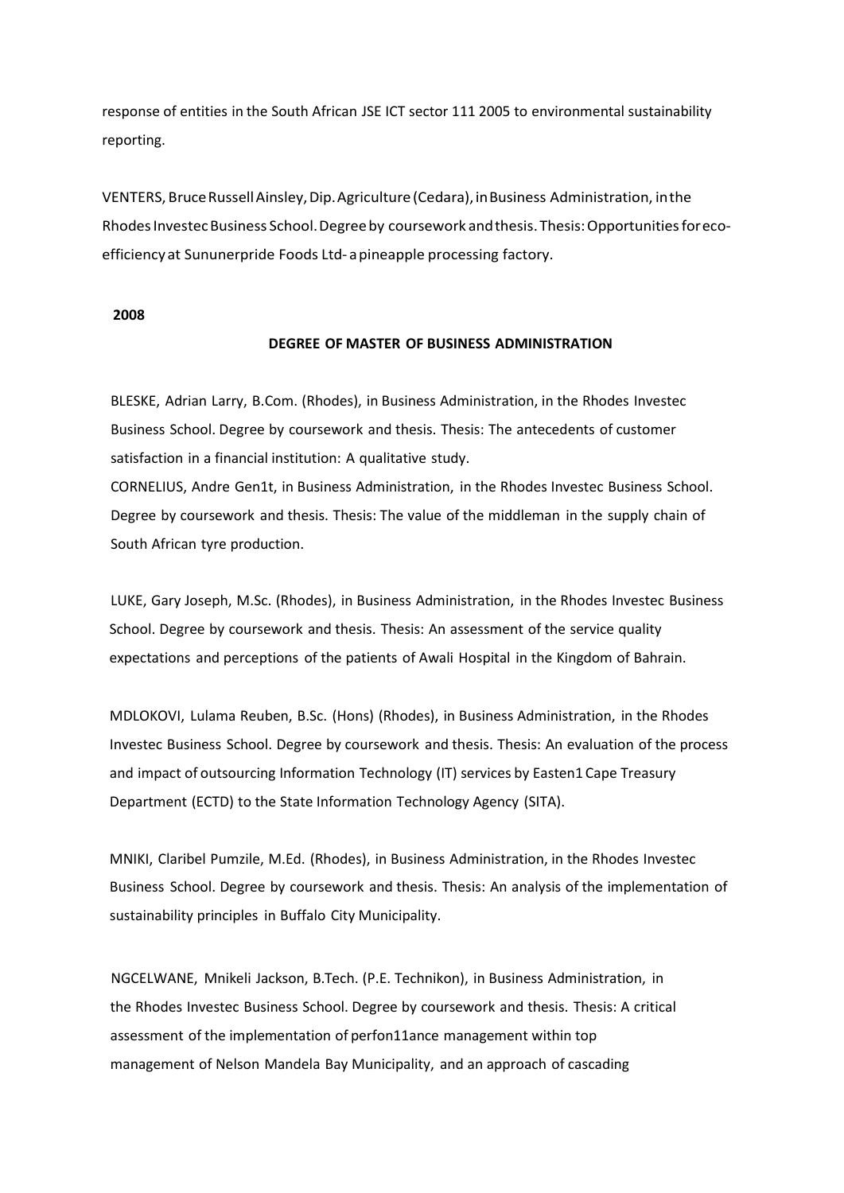response of entities in the South African JSE ICT sector 111 2005 to environmental sustainability reporting.

VENTERS, Bruce Russell Ainsley, Dip. Agriculture (Cedara), in Business Administration, in the Rhodes Investec Business School. Degree by coursework and thesis. Thesis: Opportunities for eco-efficiency at Sununerpride Foods Ltd- a pineapple processing factory.

**2008**

**DEGREE OF MASTER OF BUSINESS ADMINISTRATION**

BLESKE, Adrian Larry, B.Com. (Rhodes), in Business Administration, in the Rhodes Investec Business School. Degree by coursework and thesis. Thesis: The antecedents of customer satisfaction in a financial institution: A qualitative study.

CORNELIUS, Andre Gen1t, in Business Administration, in the Rhodes Investec Business School. Degree by coursework and thesis. Thesis: The value of the middleman in the supply chain of South African tyre production.

LUKE, Gary Joseph, M.Sc. (Rhodes), in Business Administration, in the Rhodes Investec Business School. Degree by coursework and thesis. Thesis: An assessment of the service quality expectations and perceptions of the patients of Awali Hospital in the Kingdom of Bahrain.

MDLOKOVI, Lulama Reuben, B.Sc. (Hons) (Rhodes), in Business Administration, in the Rhodes Investec Business School. Degree by coursework and thesis. Thesis: An evaluation of the process and impact of outsourcing Information Technology (IT) services by Easten1 Cape Treasury Department (ECTD) to the State Information Technology Agency (SITA).

MNIKI, Claribel Pumzile, M.Ed. (Rhodes), in Business Administration, in the Rhodes Investec Business School. Degree by coursework and thesis. Thesis: An analysis of the implementation of sustainability principles in Buffalo City Municipality.

NGCELWANE, Mnikeli Jackson, B.Tech. (P.E. Technikon), in Business Administration, in the Rhodes Investec Business School. Degree by coursework and thesis. Thesis: A critical assessment of the implementation of perfon11ance management within top management of Nelson Mandela Bay Municipality, and an approach of cascading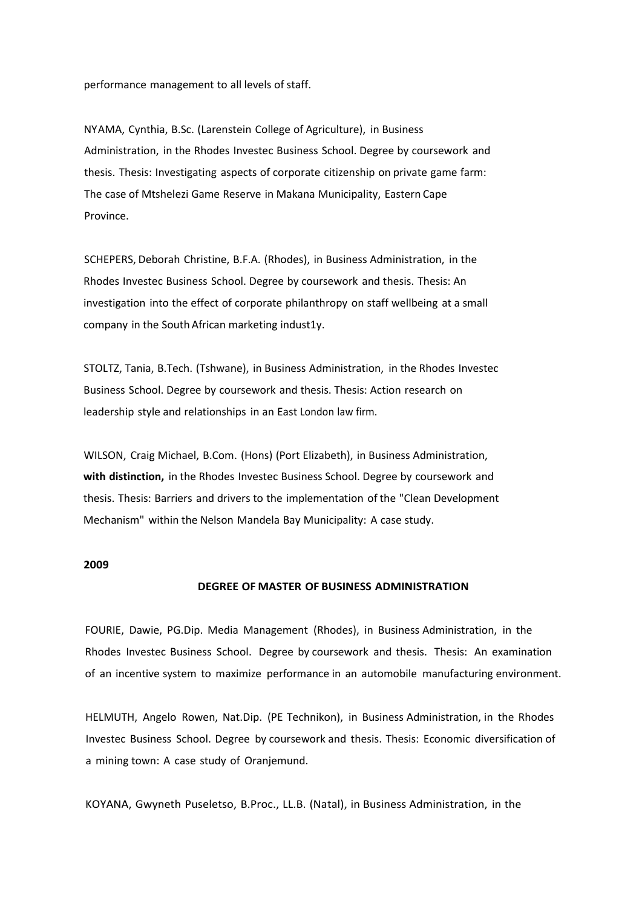performance management to all levels of staff.

NYAMA, Cynthia, B.Sc. (Larenstein College of Agriculture), in Business Administration, in the Rhodes Investec Business School. Degree by coursework and thesis. Thesis: Investigating aspects of corporate citizenship on private game farm: The case of Mtshelezi Game Reserve in Makana Municipality, Eastern Cape Province.

SCHEPERS, Deborah Christine, B.F.A. (Rhodes), in Business Administration, in the Rhodes Investec Business School. Degree by coursework and thesis. Thesis: An investigation into the effect of corporate philanthropy on staff wellbeing at a small company in the South African marketing indust1y.

STOLTZ, Tania, B.Tech. (Tshwane), in Business Administration, in the Rhodes Investec Business School. Degree by coursework and thesis. Thesis: Action research on leadership style and relationships in an East London law firm.

WILSON, Craig Michael, B.Com. (Hons) (Port Elizabeth), in Business Administration, **with distinction,** in the Rhodes Investec Business School. Degree by coursework and thesis. Thesis: Barriers and drivers to the implementation of the "Clean Development Mechanism" within the Nelson Mandela Bay Municipality: A case study.

**2009**

**DEGREE OF MASTER OF BUSINESS ADMINISTRATION**

FOURIE, Dawie, PG.Dip. Media Management (Rhodes), in Business Administration, in the Rhodes Investec Business School. Degree by coursework and thesis. Thesis: An examination of an incentive system to maximize performance in an automobile manufacturing environment.

HELMUTH, Angelo Rowen, Nat.Dip. (PE Technikon), in Business Administration, in the Rhodes Investec Business School. Degree by coursework and thesis. Thesis: Economic diversification of a mining town: A case study of Oranjemund.

KOYANA, Gwyneth Puseletso, B.Proc., LL.B. (Natal), in Business Administration, in the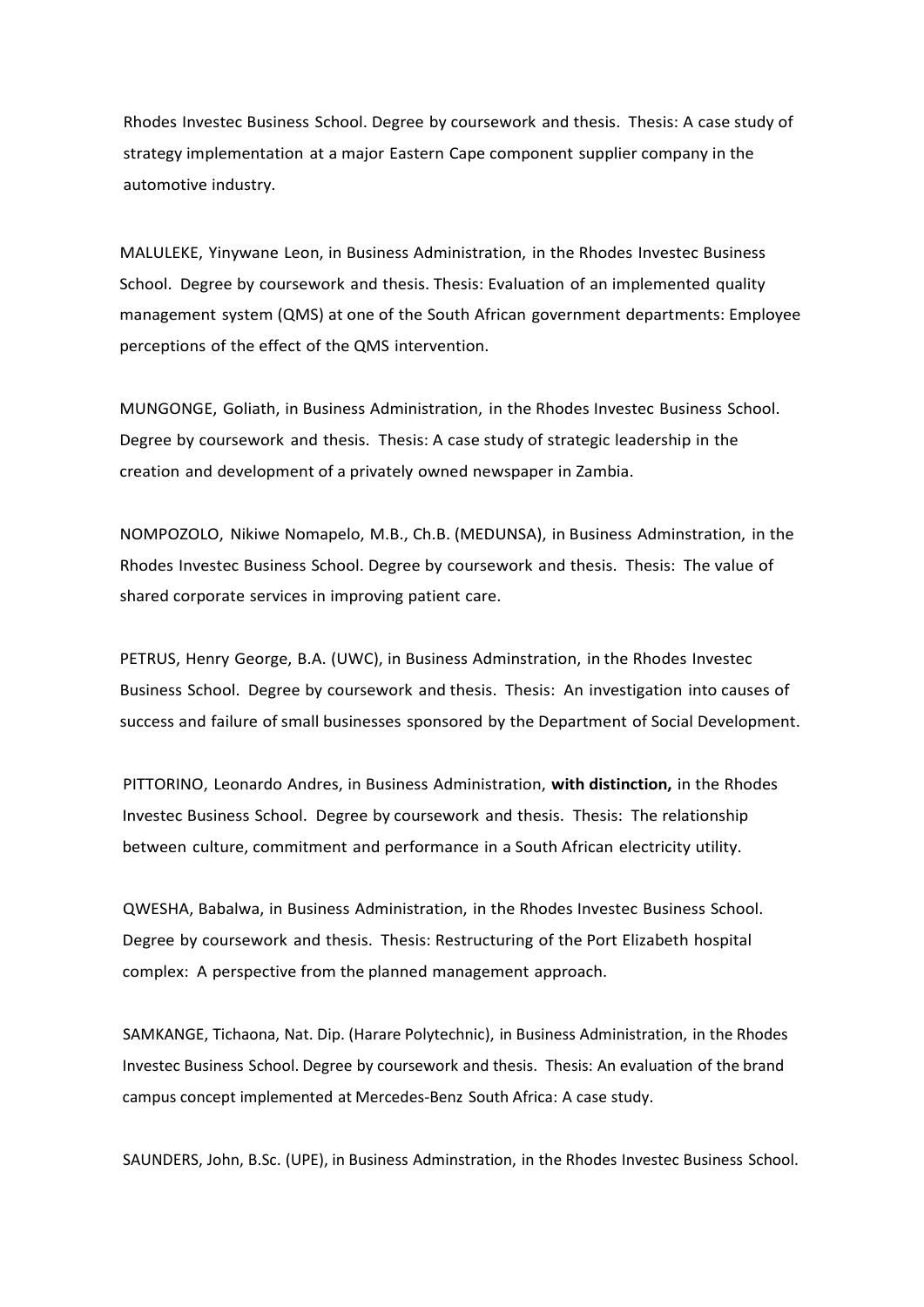Rhodes Investec Business School. Degree by coursework and thesis. Thesis: A case study of strategy implementation at a major Eastern Cape component supplier company in the automotive industry.

MALULEKE, Yinywane Leon, in Business Administration, in the Rhodes Investec Business School. Degree by coursework and thesis. Thesis: Evaluation of an implemented quality management system (QMS) at one of the South African government departments: Employee perceptions of the effect of the QMS intervention.

MUNGONGE, Goliath, in Business Administration, in the Rhodes Investec Business School. Degree by coursework and thesis. Thesis: A case study of strategic leadership in the creation and development of a privately owned newspaper in Zambia.

NOMPOZOLO, Nikiwe Nomapelo, M.B., Ch.B. (MEDUNSA), in Business Adminstration, in the Rhodes Investec Business School. Degree by coursework and thesis. Thesis: The value of shared corporate services in improving patient care.

PETRUS, Henry George, B.A. (UWC), in Business Adminstration, in the Rhodes Investec Business School. Degree by coursework and thesis. Thesis: An investigation into causes of success and failure of small businesses sponsored by the Department of Social Development.

PITTORINO, Leonardo Andres, in Business Administration, **with distinction,** in the Rhodes Investec Business School. Degree by coursework and thesis. Thesis: The relationship between culture, commitment and performance in a South African electricity utility.

QWESHA, Babalwa, in Business Administration, in the Rhodes Investec Business School. Degree by coursework and thesis. Thesis: Restructuring of the Port Elizabeth hospital complex: A perspective from the planned management approach.

SAMKANGE, Tichaona, Nat. Dip. (Harare Polytechnic), in Business Administration, in the Rhodes Investec Business School. Degree by coursework and thesis. Thesis: An evaluation of the brand campus concept implemented at Mercedes-Benz South Africa: A case study.

SAUNDERS, John, B.Sc. (UPE), in Business Adminstration, in the Rhodes Investec Business School.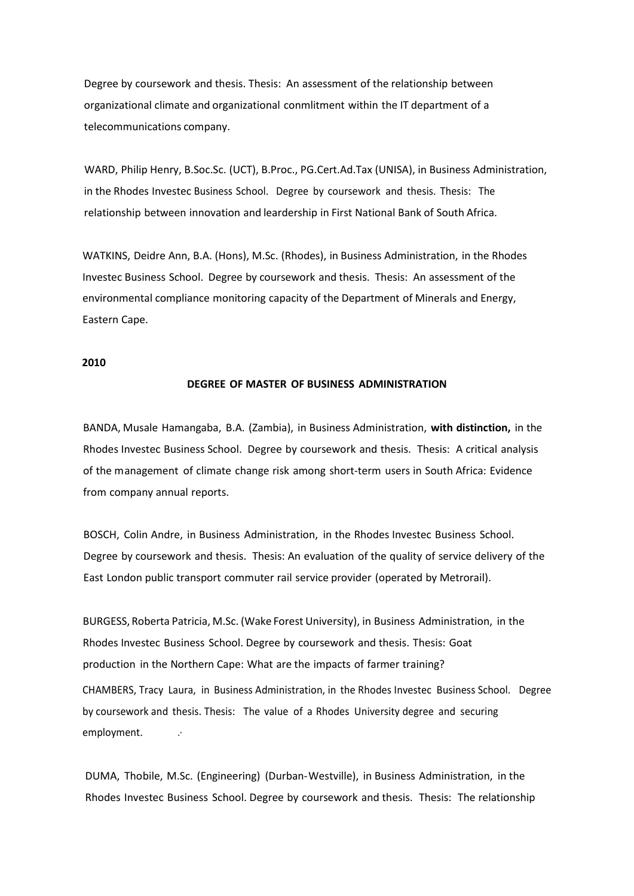Degree by coursework and thesis. Thesis: An assessment of the relationship between organizational climate and organizational conmlitment within the IT department of a telecommunications company.

WARD, Philip Henry, B.Soc.Sc. (UCT), B.Proc., PG.Cert.Ad.Tax (UNISA), in Business Administration, in the Rhodes Investec Business School. Degree by coursework and thesis. Thesis: The relationship between innovation and leardership in First National Bank of South Africa.

WATKINS, Deidre Ann, B.A. (Hons), M.Sc. (Rhodes), in Business Administration, in the Rhodes Investec Business School. Degree by coursework and thesis. Thesis: An assessment of the environmental compliance monitoring capacity of the Department of Minerals and Energy, Eastern Cape.

**2010**

**DEGREE OF MASTER OF BUSINESS ADMINISTRATION**

BANDA, Musale Hamangaba, B.A. (Zambia), in Business Administration, **with distinction,** in the Rhodes Investec Business School. Degree by coursework and thesis. Thesis: A critical analysis of the management of climate change risk among short-term users in South Africa: Evidence from company annual reports.

BOSCH, Colin Andre, in Business Administration, in the Rhodes Investec Business School. Degree by coursework and thesis. Thesis: An evaluation of the quality of service delivery of the East London public transport commuter rail service provider (operated by Metrorail).

BURGESS, Roberta Patricia, M.Sc. (Wake Forest University), in Business Administration, in the Rhodes Investec Business School. Degree by coursework and thesis. Thesis: Goat production in the Northern Cape: What are the impacts of farmer training?

CHAMBERS, Tracy Laura, in Business Administration, in the Rhodes Investec Business School. Degree by coursework and thesis. Thesis: The value of a Rhodes University degree and securing employment.

DUMA, Thobile, M.Sc. (Engineering) (Durban-Westville), in Business Administration, in the Rhodes Investec Business School. Degree by coursework and thesis. Thesis: The relationship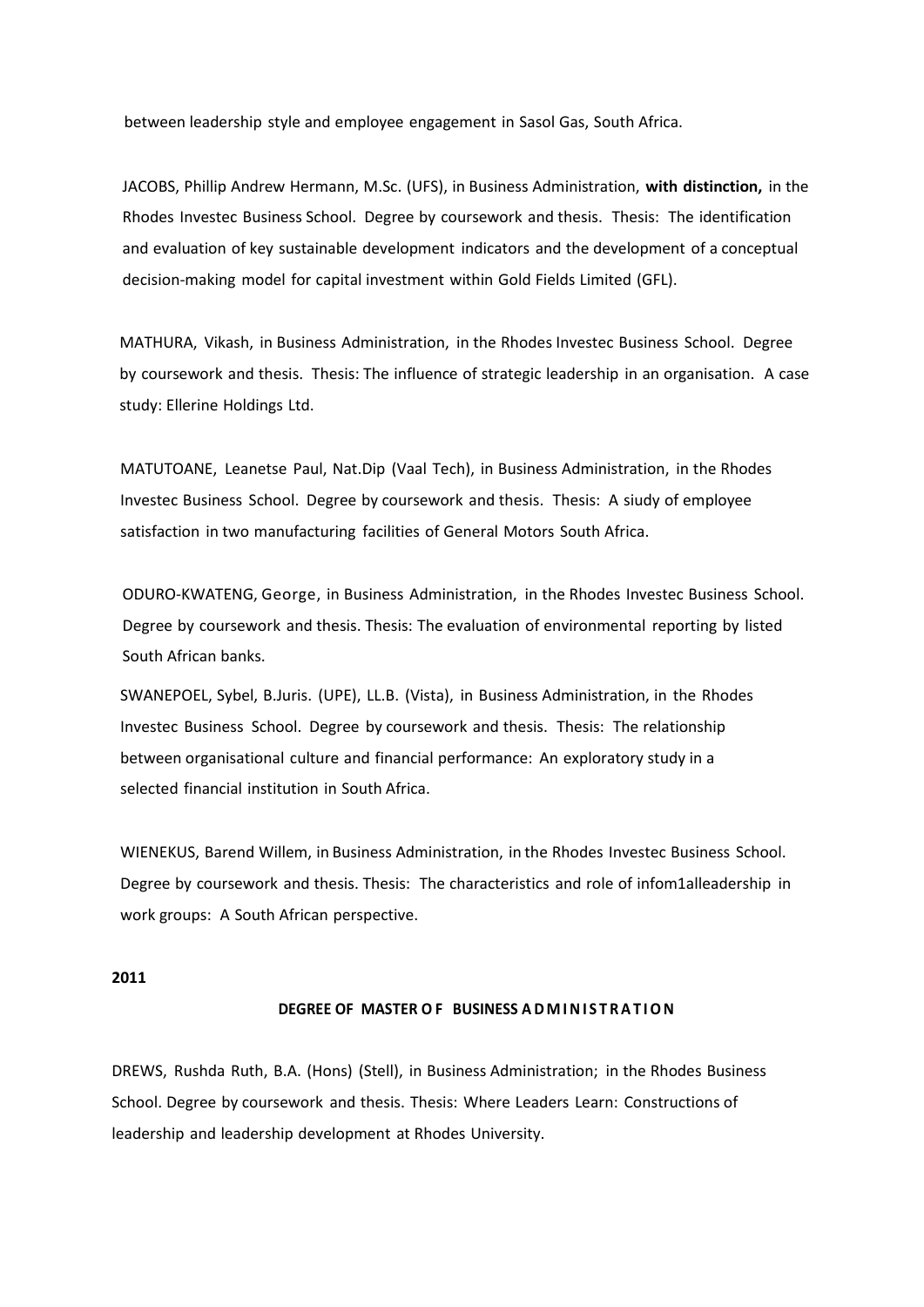between leadership style and employee engagement in Sasol Gas, South Africa.

JACOBS, Phillip Andrew Hermann, M.Sc. (UFS), in Business Administration, **with distinction,** in the Rhodes Investec Business School. Degree by coursework and thesis. Thesis: The identification and evaluation of key sustainable development indicators and the development of a conceptual decision-making model for capital investment within Gold Fields Limited (GFL).

MATHURA, Vikash, in Business Administration, in the Rhodes Investec Business School. Degree by coursework and thesis. Thesis: The influence of strategic leadership in an organisation. A case study: Ellerine Holdings Ltd.

MATUTOANE, Leanetse Paul, Nat.Dip (Vaal Tech), in Business Administration, in the Rhodes Investec Business School. Degree by coursework and thesis. Thesis: A siudy of employee satisfaction in two manufacturing facilities of General Motors South Africa.

ODURO-KWATENG, George, in Business Administration, in the Rhodes Investec Business School. Degree by coursework and thesis. Thesis: The evaluation of environmental reporting by listed South African banks.

SWANEPOEL, Sybel, B.Juris. (UPE), LL.B. (Vista), in Business Administration, in the Rhodes Investec Business School. Degree by coursework and thesis. Thesis: The relationship between organisational culture and financial performance: An exploratory study in a selected financial institution in South Africa.

WIENEKUS, Barend Willem, in Business Administration, in the Rhodes Investec Business School. Degree by coursework and thesis. Thesis: The characteristics and role of infom1alleadership in work groups: A South African perspective.

**2011**

**DEGREE OF MASTER OF BUSINESS ADMINISTRATION**

DREWS, Rushda Ruth, B.A. (Hons) (Stell), in Business Administration; in the Rhodes Business School. Degree by coursework and thesis. Thesis: Where Leaders Learn: Constructions of leadership and leadership development at Rhodes University.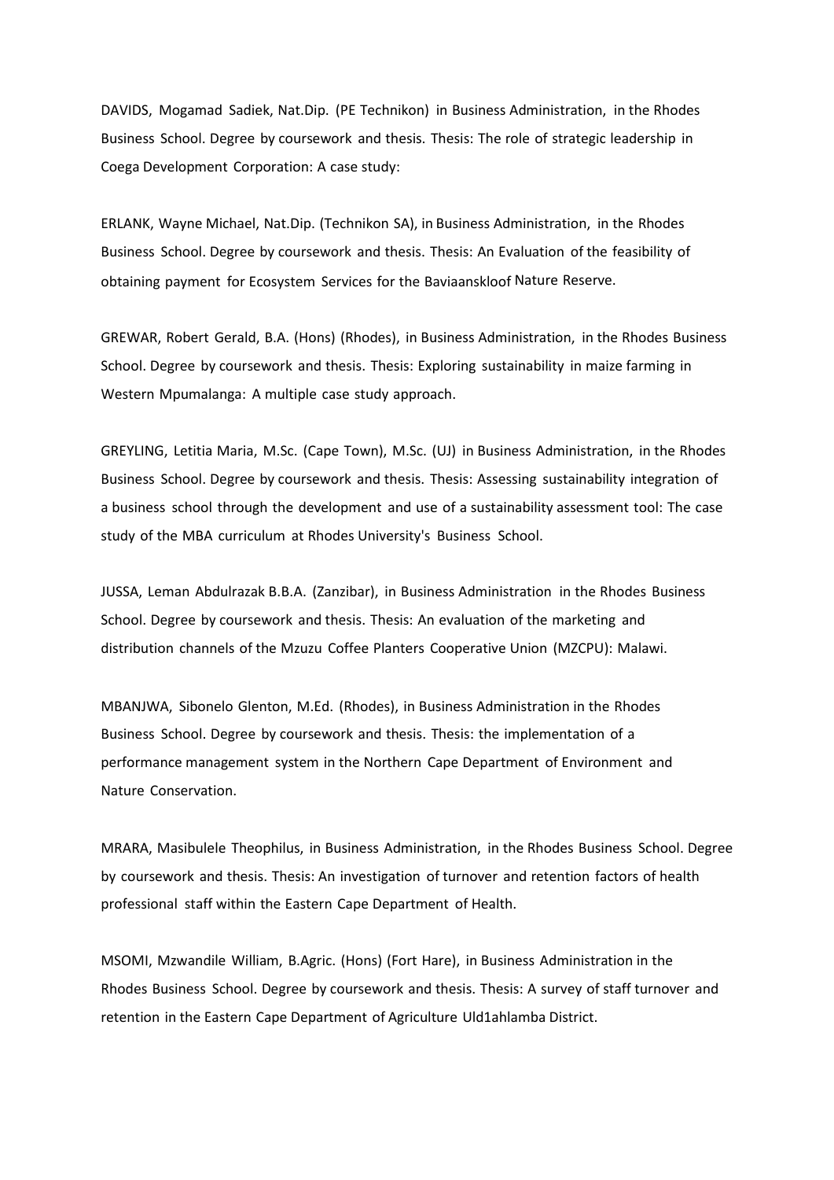DAVIDS, Mogamad Sadiek, Nat.Dip. (PE Technikon) in Business Administration, in the Rhodes Business School. Degree by coursework and thesis. Thesis: The role of strategic leadership in Coega Development Corporation: A case study:

ERLANK, Wayne Michael, Nat.Dip. (Technikon SA), in Business Administration, in the Rhodes Business School. Degree by coursework and thesis. Thesis: An Evaluation of the feasibility of obtaining payment for Ecosystem Services for the Baviaanskloof Nature Reserve.

GREWAR, Robert Gerald, B.A. (Hons) (Rhodes), in Business Administration, in the Rhodes Business School. Degree by coursework and thesis. Thesis: Exploring sustainability in maize farming in Western Mpumalanga: A multiple case study approach.

GREYLING, Letitia Maria, M.Sc. (Cape Town), M.Sc. (UJ) in Business Administration, in the Rhodes Business School. Degree by coursework and thesis. Thesis: Assessing sustainability integration of a business school through the development and use of a sustainability assessment tool: The case study of the MBA curriculum at Rhodes University's Business School.

JUSSA, Leman Abdulrazak B.B.A. (Zanzibar), in Business Administration in the Rhodes Business School. Degree by coursework and thesis. Thesis: An evaluation of the marketing and distribution channels of the Mzuzu Coffee Planters Cooperative Union (MZCPU): Malawi.

MBANJWA, Sibonelo Glenton, M.Ed. (Rhodes), in Business Administration in the Rhodes Business School. Degree by coursework and thesis. Thesis: the implementation of a performance management system in the Northern Cape Department of Environment and Nature Conservation.

MRARA, Masibulele Theophilus, in Business Administration, in the Rhodes Business School. Degree by coursework and thesis. Thesis: An investigation of turnover and retention factors of health professional staff within the Eastern Cape Department of Health.

MSOMI, Mzwandile William, B.Agric. (Hons) (Fort Hare), in Business Administration in the Rhodes Business School. Degree by coursework and thesis. Thesis: A survey of staff turnover and retention in the Eastern Cape Department of Agriculture Uld1ahlamba District.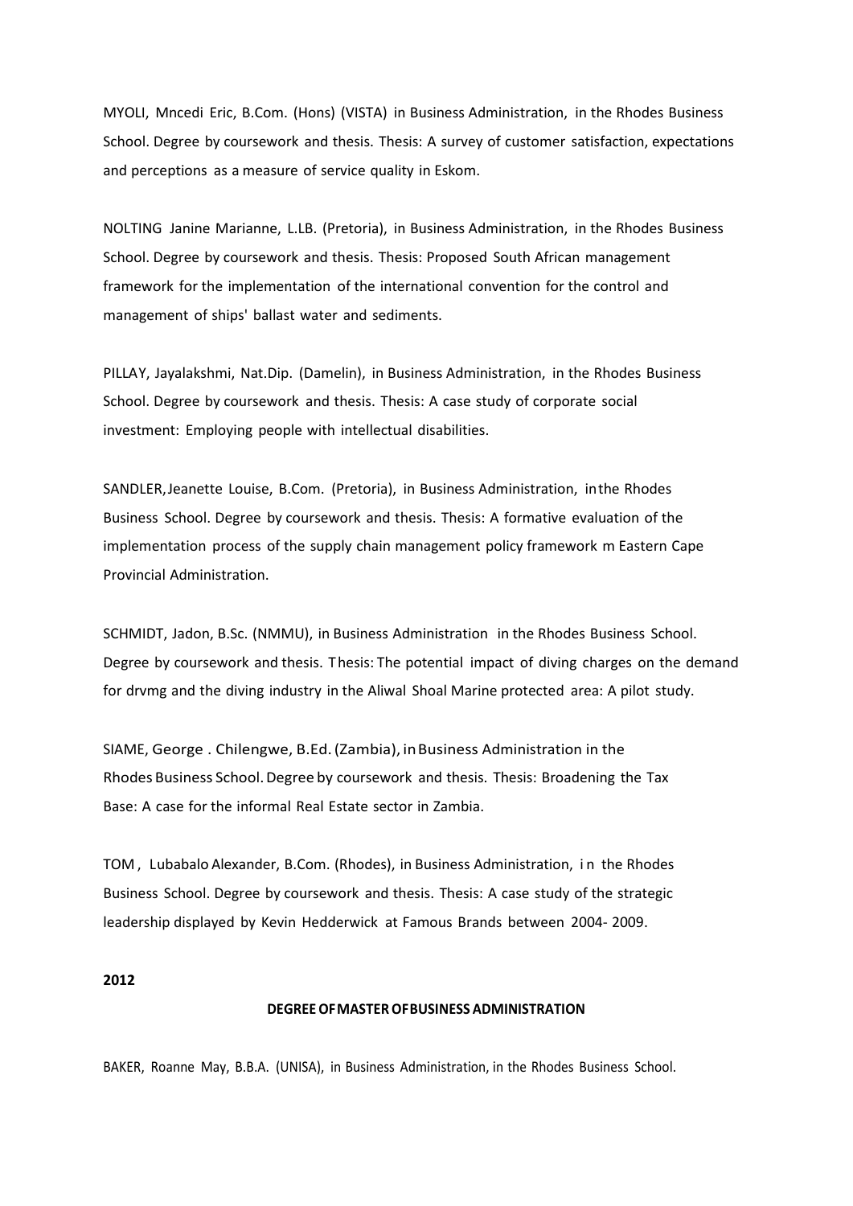MYOLI, Mncedi Eric, B.Com. (Hons) (VISTA) in Business Administration, in the Rhodes Business School. Degree by coursework and thesis. Thesis: A survey of customer satisfaction, expectations and perceptions as a measure of service quality in Eskom.

NOLTING Janine Marianne, L.LB. (Pretoria), in Business Administration, in the Rhodes Business School. Degree by coursework and thesis. Thesis: Proposed South African management framework for the implementation of the international convention for the control and management of ships' ballast water and sediments.

PILLAY, Jayalakshmi, Nat.Dip. (Damelin), in Business Administration, in the Rhodes Business School. Degree by coursework and thesis. Thesis: A case study of corporate social investment: Employing people with intellectual disabilities.

SANDLER,Jeanette Louise, B.Com. (Pretoria), in Business Administration, inthe Rhodes Business School. Degree by coursework and thesis. Thesis: A formative evaluation of the implementation process of the supply chain management policy framework m Eastern Cape Provincial Administration.

SCHMIDT, Jadon, B.Sc. (NMMU), in Business Administration in the Rhodes Business School. Degree by coursework and thesis. Thesis: The potential impact of diving charges on the demand for drvmg and the diving industry in the Aliwal Shoal Marine protected area: A pilot study.

SIAME, George . Chilengwe, B.Ed. (Zambia), inBusiness Administration in the Rhodes Business School. Degree by coursework and thesis. Thesis: Broadening the Tax Base: A case for the informal Real Estate sector in Zambia.

TOM , Lubabalo Alexander, B.Com. (Rhodes), in Business Administration, in the Rhodes Business School. Degree by coursework and thesis. Thesis: A case study of the strategic leadership displayed by Kevin Hedderwick at Famous Brands between 2004- 2009.

**2012**

**DEGREE OF MASTER OF BUSINESS ADMINISTRATION**

BAKER, Roanne May, B.B.A. (UNISA), in Business Administration, in the Rhodes Business School.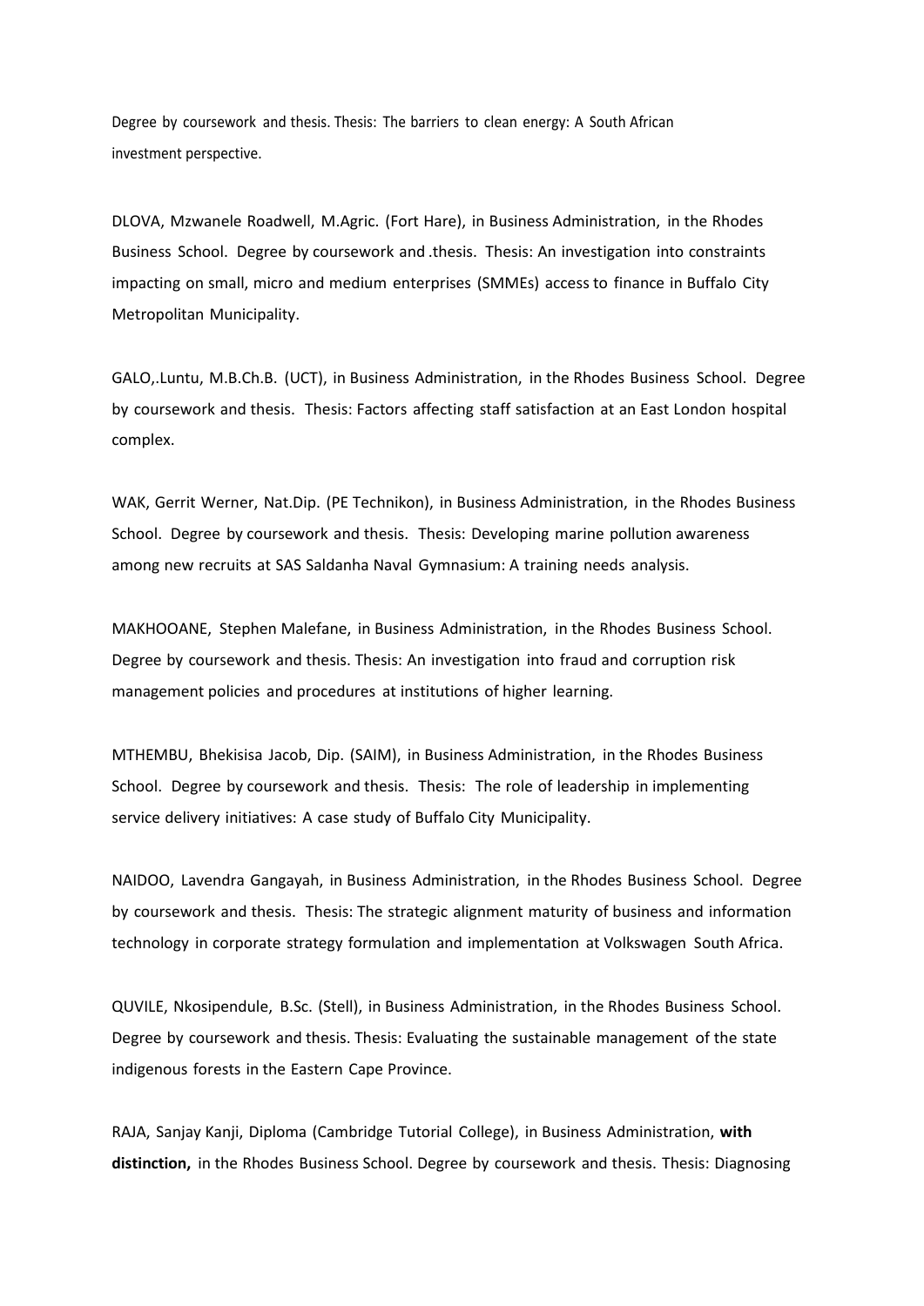Degree by coursework and thesis. Thesis: The barriers to clean energy: A South African investment perspective.

DLOVA, Mzwanele Roadwell, M.Agric. (Fort Hare), in Business Administration, in the Rhodes Business School. Degree by coursework and .thesis. Thesis: An investigation into constraints impacting on small, micro and medium enterprises (SMMEs) access to finance in Buffalo City Metropolitan Municipality.

GALO,.Luntu, M.B.Ch.B. (UCT), in Business Administration, in the Rhodes Business School. Degree by coursework and thesis. Thesis: Factors affecting staff satisfaction at an East London hospital complex.

WAK, Gerrit Werner, Nat.Dip. (PE Technikon), in Business Administration, in the Rhodes Business School. Degree by coursework and thesis. Thesis: Developing marine pollution awareness among new recruits at SAS Saldanha Naval Gymnasium: A training needs analysis.

MAKHOOANE, Stephen Malefane, in Business Administration, in the Rhodes Business School. Degree by coursework and thesis. Thesis: An investigation into fraud and corruption risk management policies and procedures at institutions of higher learning.

MTHEMBU, Bhekisisa Jacob, Dip. (SAIM), in Business Administration, in the Rhodes Business School. Degree by coursework and thesis. Thesis: The role of leadership in implementing service delivery initiatives: A case study of Buffalo City Municipality.

NAIDOO, Lavendra Gangayah, in Business Administration, in the Rhodes Business School. Degree by coursework and thesis. Thesis: The strategic alignment maturity of business and information technology in corporate strategy formulation and implementation at Volkswagen South Africa.

QUVILE, Nkosipendule, B.Sc. (Stell), in Business Administration, in the Rhodes Business School. Degree by coursework and thesis. Thesis: Evaluating the sustainable management of the state indigenous forests in the Eastern Cape Province.

RAJA, Sanjay Kanji, Diploma (Cambridge Tutorial College), in Business Administration, **with distinction,** in the Rhodes Business School. Degree by coursework and thesis. Thesis: Diagnosing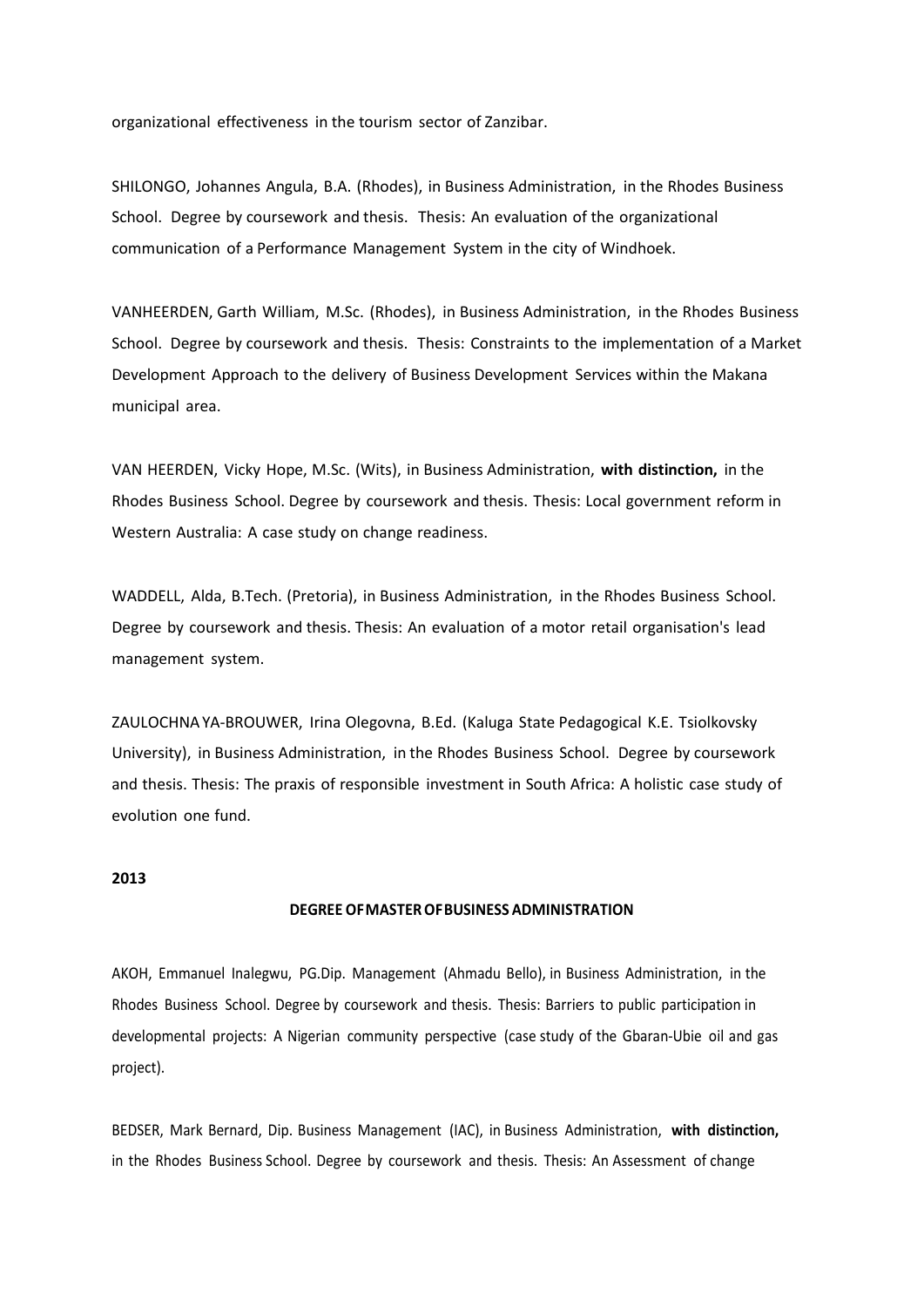organizational effectiveness in the tourism sector of Zanzibar.

SHILONGO, Johannes Angula, B.A. (Rhodes), in Business Administration, in the Rhodes Business School. Degree by coursework and thesis. Thesis: An evaluation of the organizational communication of a Performance Management System in the city of Windhoek.

VANHEERDEN, Garth William, M.Sc. (Rhodes), in Business Administration, in the Rhodes Business School. Degree by coursework and thesis. Thesis: Constraints to the implementation of a Market Development Approach to the delivery of Business Development Services within the Makana municipal area.

VAN HEERDEN, Vicky Hope, M.Sc. (Wits), in Business Administration, **with distinction,** in the Rhodes Business School. Degree by coursework and thesis. Thesis: Local government reform in Western Australia: A case study on change readiness.

WADDELL, Alda, B.Tech. (Pretoria), in Business Administration, in the Rhodes Business School. Degree by coursework and thesis. Thesis: An evaluation of a motor retail organisation's lead management system.

ZAULOCHNA YA-BROUWER, Irina Olegovna, B.Ed. (Kaluga State Pedagogical K.E. Tsiolkovsky University), in Business Administration, in the Rhodes Business School. Degree by coursework and thesis. Thesis: The praxis of responsible investment in South Africa: A holistic case study of evolution one fund.

**2013**

**DEGREE OF MASTER OF BUSINESS ADMINISTRATION**

AKOH, Emmanuel Inalegwu, PG.Dip. Management (Ahmadu Bello), in Business Administration, in the Rhodes Business School. Degree by coursework and thesis. Thesis: Barriers to public participation in developmental projects: A Nigerian community perspective (case study of the Gbaran-Ubie oil and gas project).

BEDSER, Mark Bernard, Dip. Business Management (IAC), in Business Administration, **with distinction,** in the Rhodes Business School. Degree by coursework and thesis. Thesis: An Assessment of change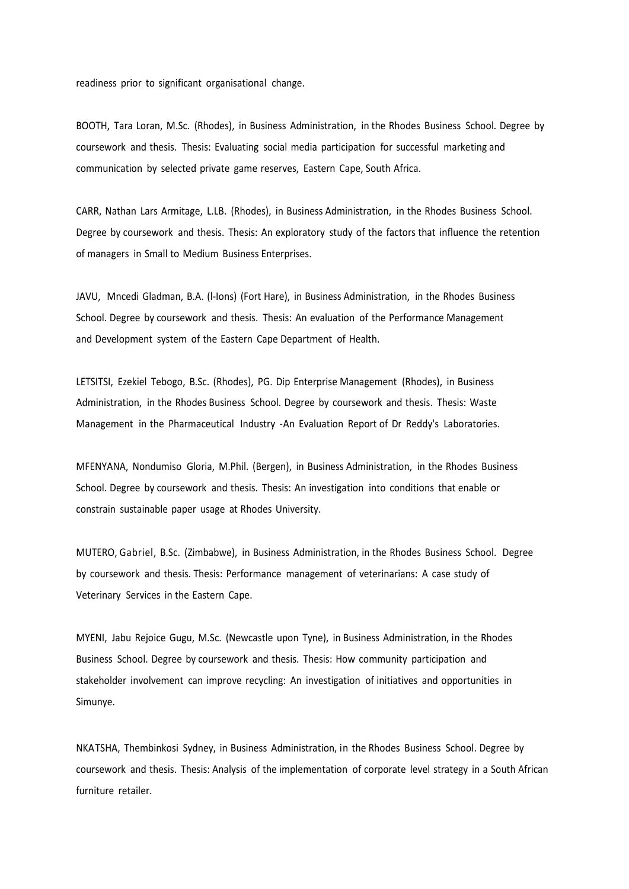readiness prior to significant organisational change.

BOOTH, Tara Loran, M.Sc. (Rhodes), in Business Administration, in the Rhodes Business School. Degree by coursework and thesis. Thesis: Evaluating social media participation for successful marketing and communication by selected private game reserves, Eastern Cape, South Africa.

CARR, Nathan Lars Armitage, L.LB. (Rhodes), in Business Administration, in the Rhodes Business School. Degree by coursework and thesis. Thesis: An exploratory study of the factors that influence the retention of managers in Small to Medium Business Enterprises.

JAVU, Mncedi Gladman, B.A. (l-Ions) (Fort Hare), in Business Administration, in the Rhodes Business School. Degree by coursework and thesis. Thesis: An evaluation of the Performance Management and Development system of the Eastern Cape Department of Health.

LETSITSI, Ezekiel Tebogo, B.Sc. (Rhodes), PG. Dip Enterprise Management (Rhodes), in Business Administration, in the Rhodes Business School. Degree by coursework and thesis. Thesis: Waste Management in the Pharmaceutical Industry -An Evaluation Report of Dr Reddy's Laboratories.

MFENYANA, Nondumiso Gloria, M.Phil. (Bergen), in Business Administration, in the Rhodes Business School. Degree by coursework and thesis. Thesis: An investigation into conditions that enable or constrain sustainable paper usage at Rhodes University.

MUTERO, Gabriel, B.Sc. (Zimbabwe), in Business Administration, in the Rhodes Business School. Degree by coursework and thesis. Thesis: Performance management of veterinarians: A case study of Veterinary Services in the Eastern Cape.

MYENI, Jabu Rejoice Gugu, M.Sc. (Newcastle upon Tyne), in Business Administration, in the Rhodes Business School. Degree by coursework and thesis. Thesis: How community participation and stakeholder involvement can improve recycling: An investigation of initiatives and opportunities in Simunye.

NKATSHA, Thembinkosi Sydney, in Business Administration, in the Rhodes Business School. Degree by coursework and thesis. Thesis: Analysis of the implementation of corporate level strategy in a South African furniture retailer.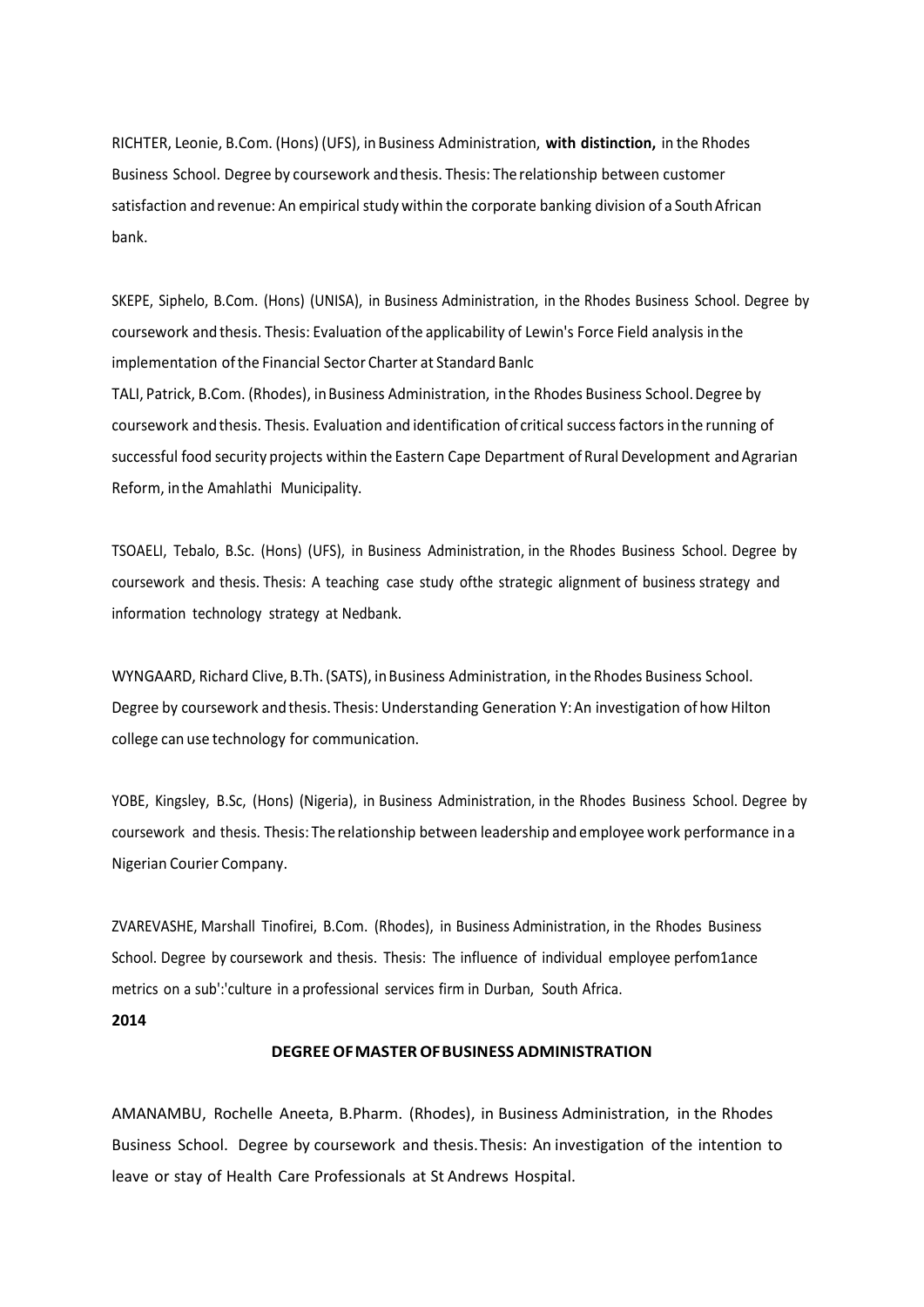RICHTER, Leonie, B.Com. (Hons) (UFS), in Business Administration, **with distinction,** in the Rhodes Business School. Degree by coursework and thesis. Thesis: The relationship between customer satisfaction and revenue: An empirical study within the corporate banking division of a South African bank.

SKEPE, Siphelo, B.Com. (Hons) (UNISA), in Business Administration, in the Rhodes Business School. Degree by coursework and thesis. Thesis: Evaluation of the applicability of Lewin's Force Field analysis in the implementation of the Financial Sector Charter at Standard Banlc

TALI, Patrick, B.Com. (Rhodes), in Business Administration, in the Rhodes Business School. Degree by coursework and thesis. Thesis. Evaluation and identification of critical success factors in the running of successful food security projects within the Eastern Cape Department of Rural Development and Agrarian Reform, in the Amahlathi Municipality.

TSOAELI, Tebalo, B.Sc. (Hons) (UFS), in Business Administration, in the Rhodes Business School. Degree by coursework and thesis. Thesis: A teaching case study ofthe strategic alignment of business strategy and information technology strategy at Nedbank.

WYNGAARD, Richard Clive, B.Th. (SATS), in Business Administration, in the Rhodes Business School. Degree by coursework and thesis. Thesis: Understanding Generation Y: An investigation of how Hilton college can use technology for communication.

YOBE, Kingsley, B.Sc, (Hons) (Nigeria), in Business Administration, in the Rhodes Business School. Degree by coursework and thesis. Thesis: The relationship between leadership and employee work performance in a Nigerian Courier Company.

ZVAREVASHE, Marshall Tinofirei, B.Com. (Rhodes), in Business Administration, in the Rhodes Business School. Degree by coursework and thesis. Thesis: The influence of individual employee perfom1ance metrics on a sub':'culture in a professional services firm in Durban, South Africa.

**2014**

## DEGREE OF MASTER OF BUSINESS ADMINISTRATION

AMANAMBU, Rochelle Aneeta, B.Pharm. (Rhodes), in Business Administration, in the Rhodes Business School. Degree by coursework and thesis. Thesis: An investigation of the intention to leave or stay of Health Care Professionals at St Andrews Hospital.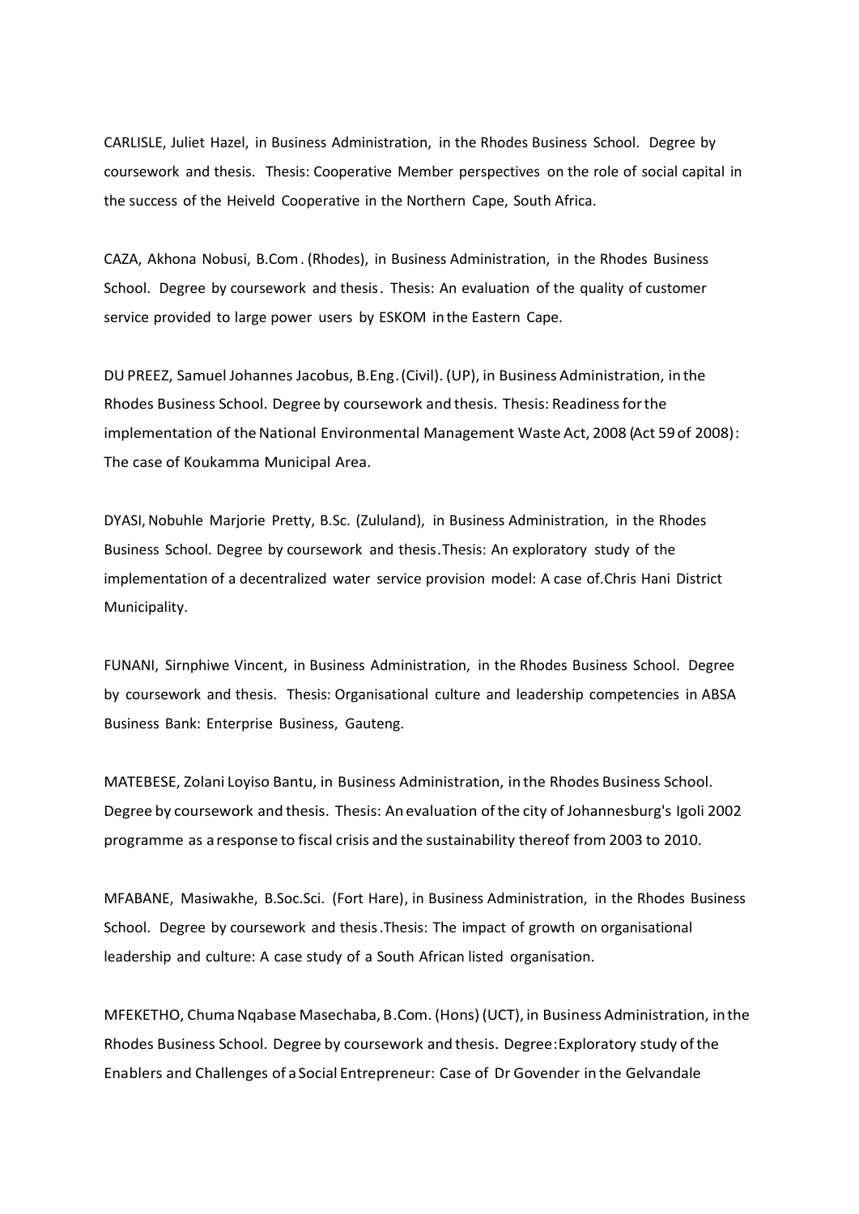CARLISLE, Juliet Hazel, in Business Administration, in the Rhodes Business School. Degree by coursework and thesis. Thesis: Cooperative Member perspectives on the role of social capital in the success of the Heiveld Cooperative in the Northern Cape, South Africa.

CAZA, Akhona Nobusi, B.Com. (Rhodes), in Business Administration, in the Rhodes Business School. Degree by coursework and thesis. Thesis: An evaluation of the quality of customer service provided to large power users by ESKOM in the Eastern Cape.

DU PREEZ, Samuel Johannes Jacobus, B.Eng. (Civil). (UP), in Business Administration, in the Rhodes Business School. Degree by coursework and thesis. Thesis: Readiness for the implementation of the National Environmental Management Waste Act, 2008 (Act 59 of 2008): The case of Koukamma Municipal Area.

DYASI, Nobuhle Marjorie Pretty, B.Sc. (Zululand), in Business Administration, in the Rhodes Business School. Degree by coursework and thesis. Thesis: An exploratory study of the implementation of a decentralized water service provision model: A case of.Chris Hani District Municipality.

FUNANI, Sirnphiwe Vincent, in Business Administration, in the Rhodes Business School. Degree by coursework and thesis. Thesis: Organisational culture and leadership competencies in ABSA Business Bank: Enterprise Business, Gauteng.

MATEBESE, Zolani Loyiso Bantu, in Business Administration, in the Rhodes Business School. Degree by coursework and thesis. Thesis: An evaluation of the city of Johannesburg's Igoli 2002 programme as a response to fiscal crisis and the sustainability thereof from 2003 to 2010.

MFABANE, Masiwakhe, B.Soc.Sci. (Fort Hare), in Business Administration, in the Rhodes Business School. Degree by coursework and thesis. Thesis: The impact of growth on organisational leadership and culture: A case study of a South African listed organisation.

MFEKETHO, Chuma Nqabase Masechaba, B.Com. (Hons) (UCT), in Business Administration, in the Rhodes Business School. Degree by coursework and thesis. Degree: Exploratory study of the Enablers and Challenges of a Social Entrepreneur: Case of Dr Govender in the Gelvandale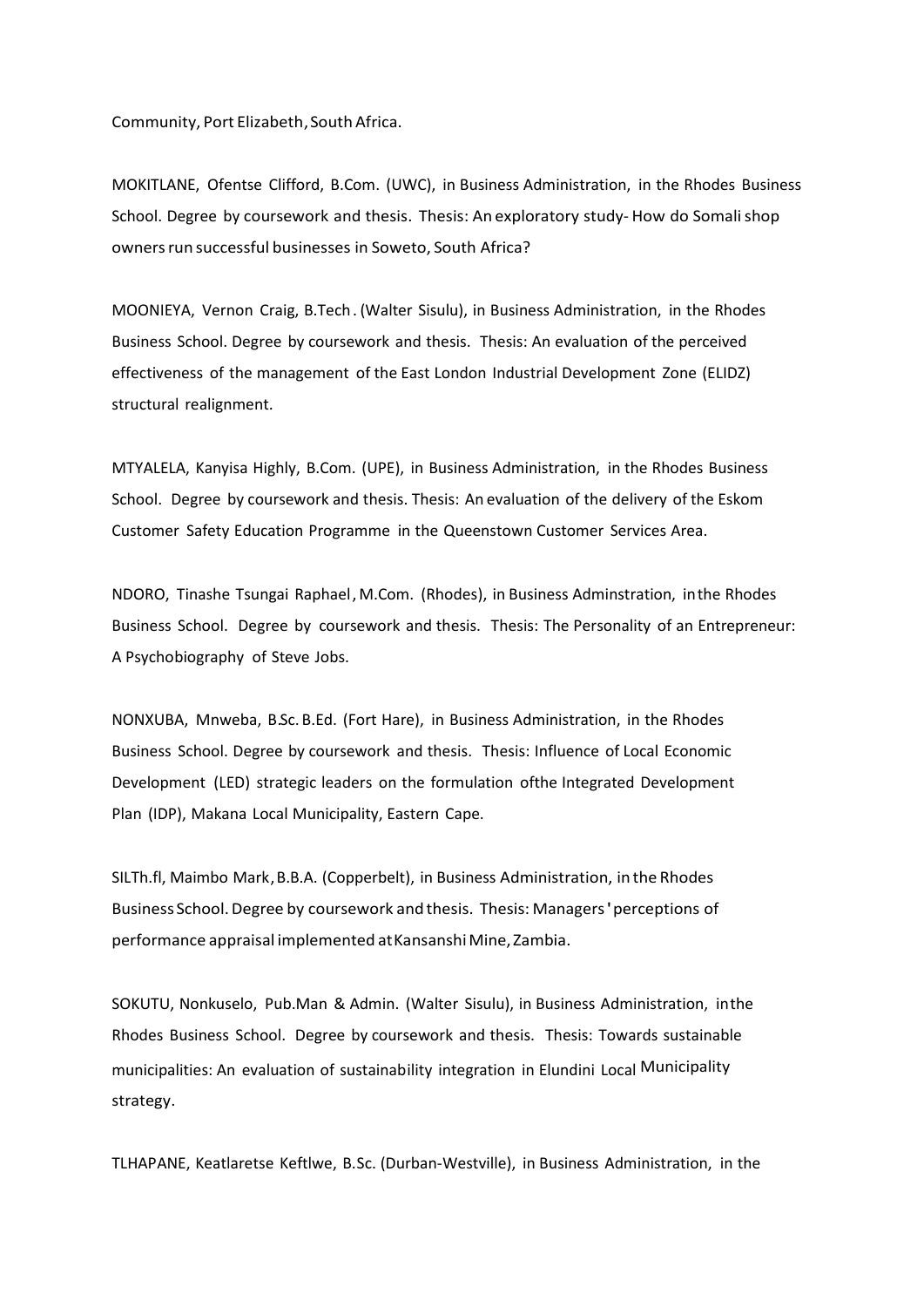Community, Port Elizabeth, South Africa.

MOKITLANE, Ofentse Clifford, B.Com. (UWC), in Business Administration, in the Rhodes Business School. Degree by coursework and thesis. Thesis: An exploratory study- How do Somali shop owners run successful businesses in Soweto, South Africa?

MOONIEYA, Vernon Craig, B.Tech. (Walter Sisulu), in Business Administration, in the Rhodes Business School. Degree by coursework and thesis. Thesis: An evaluation of the perceived effectiveness of the management of the East London Industrial Development Zone (ELIDZ) structural realignment.

MTYALELA, Kanyisa Highly, B.Com. (UPE), in Business Administration, in the Rhodes Business School. Degree by coursework and thesis. Thesis: An evaluation of the delivery of the Eskom Customer Safety Education Programme in the Queenstown Customer Services Area.

NDORO, Tinashe Tsungai Raphael, M.Com. (Rhodes), in Business Adminstration, inthe Rhodes Business School. Degree by coursework and thesis. Thesis: The Personality of an Entrepreneur: A Psychobiography of Steve Jobs.

NONXUBA, Mnweba, B.Sc. B.Ed. (Fort Hare), in Business Administration, in the Rhodes Business School. Degree by coursework and thesis. Thesis: Influence of Local Economic Development (LED) strategic leaders on the formulation ofthe Integrated Development Plan (IDP), Makana Local Municipality, Eastern Cape.

SILTh.fl, Maimbo Mark, B.B.A. (Copperbelt), in Business Administration, in the Rhodes Business School. Degree by coursework and thesis. Thesis: Managers' perceptions of performance appraisal implemented at Kansanshi Mine, Zambia.

SOKUTU, Nonkuselo, Pub.Man & Admin. (Walter Sisulu), in Business Administration, inthe Rhodes Business School. Degree by coursework and thesis. Thesis: Towards sustainable municipalities: An evaluation of sustainability integration in Elundini Local Municipality strategy.

TLHAPANE, Keatlaretse Keftlwe, B.Sc. (Durban-Westville), in Business Administration, in the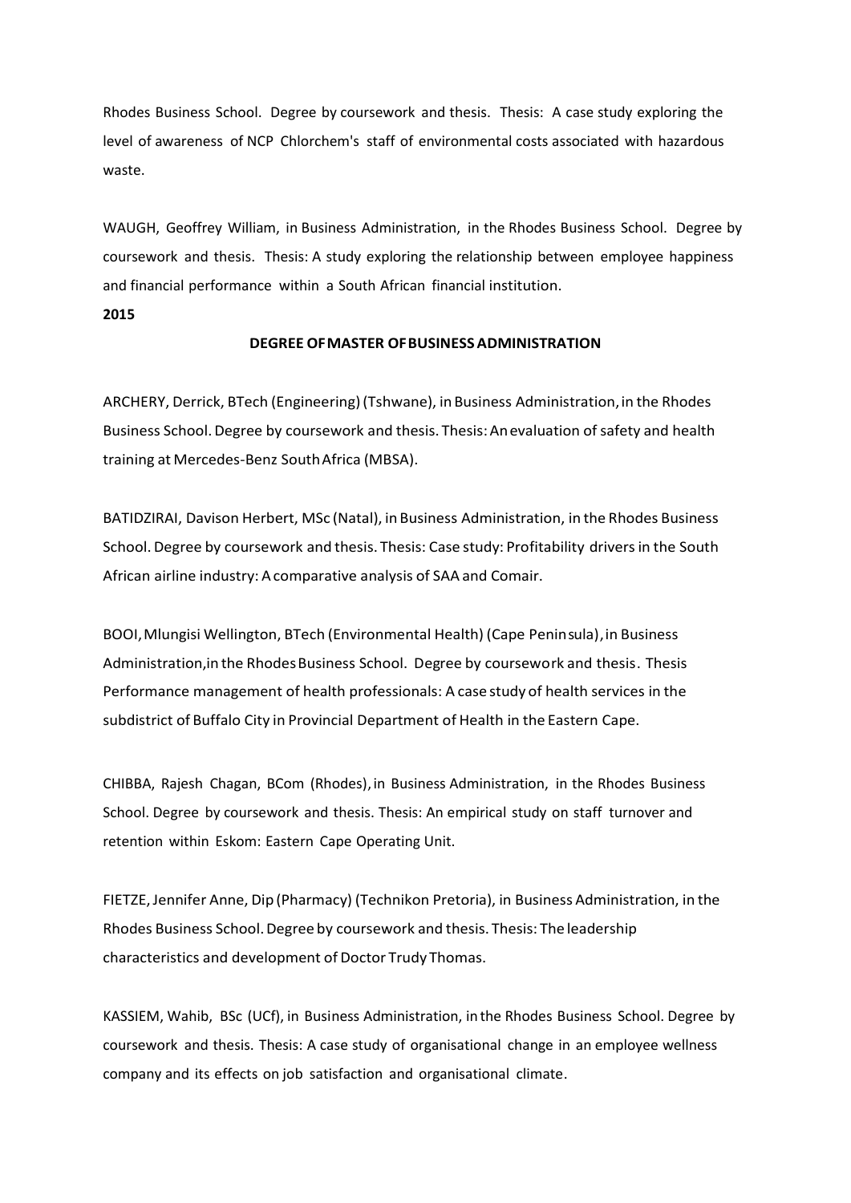Rhodes Business School. Degree by coursework and thesis. Thesis: A case study exploring the level of awareness of NCP Chlorchem's staff of environmental costs associated with hazardous waste.

WAUGH, Geoffrey William, in Business Administration, in the Rhodes Business School. Degree by coursework and thesis. Thesis: A study exploring the relationship between employee happiness and financial performance within a South African financial institution.

**2015**

**DEGREE OF MASTER OF BUSINESS ADMINISTRATION**

ARCHERY, Derrick, BTech (Engineering) (Tshwane), in Business Administration, in the Rhodes Business School. Degree by coursework and thesis. Thesis: An evaluation of safety and health training at Mercedes-Benz South Africa (MBSA).

BATIDZIRAI, Davison Herbert, MSc (Natal), in Business Administration, in the Rhodes Business School. Degree by coursework and thesis. Thesis: Case study: Profitability drivers in the South African airline industry: A comparative analysis of SAA and Comair.

BOOI, Mlungisi Wellington, BTech (Environmental Health) (Cape Peninsula), in Business Administration, in the Rhodes Business School. Degree by coursework and thesis. Thesis Performance management of health professionals: A case study of health services in the subdistrict of Buffalo City in Provincial Department of Health in the Eastern Cape.

CHIBBA, Rajesh Chagan, BCom (Rhodes), in Business Administration, in the Rhodes Business School. Degree by coursework and thesis. Thesis: An empirical study on staff turnover and retention within Eskom: Eastern Cape Operating Unit.

FIETZE, Jennifer Anne, Dip (Pharmacy) (Technikon Pretoria), in Business Administration, in the Rhodes Business School. Degree by coursework and thesis. Thesis: The leadership characteristics and development of Doctor Trudy Thomas.

KASSIEM, Wahib, BSc (UCf), in Business Administration, in the Rhodes Business School. Degree by coursework and thesis. Thesis: A case study of organisational change in an employee wellness company and its effects on job satisfaction and organisational climate.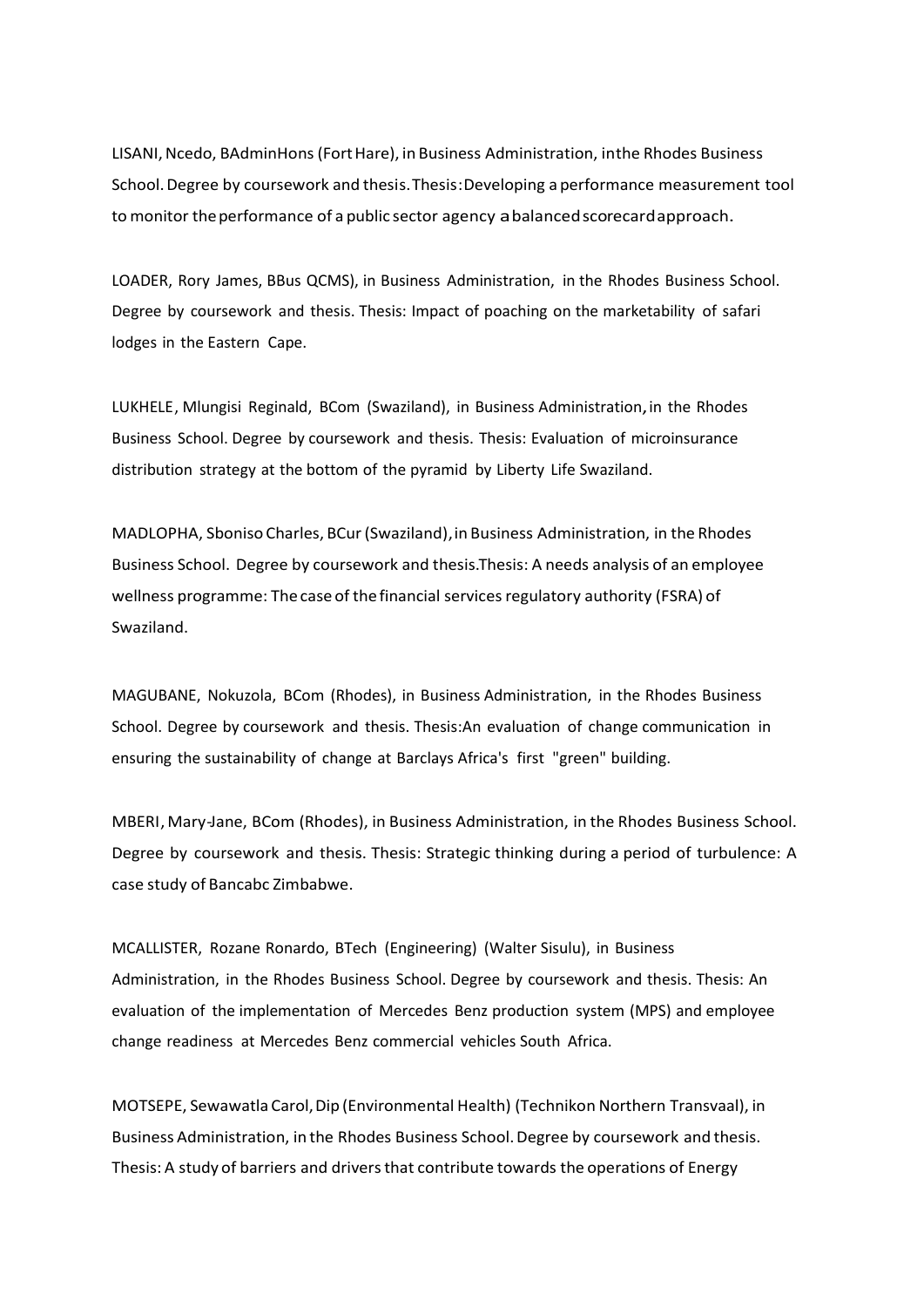LISANI, Ncedo, BAdminHons (Fort Hare), in Business Administration, inthe Rhodes Business School. Degree by coursework and thesis. Thesis: Developing a performance measurement tool to monitor the performance of a public sector agency a balanced scorecard approach.

LOADER, Rory James, BBus QCMS), in Business Administration, in the Rhodes Business School. Degree by coursework and thesis. Thesis: Impact of poaching on the marketability of safari lodges in the Eastern Cape.

LUKHELE, Mlungisi Reginald, BCom (Swaziland), in Business Administration, in the Rhodes Business School. Degree by coursework and thesis. Thesis: Evaluation of microinsurance distribution strategy at the bottom of the pyramid by Liberty Life Swaziland.

MADLOPHA, Sboniso Charles, BCur (Swaziland), in Business Administration, in the Rhodes Business School. Degree by coursework and thesis. Thesis: A needs analysis of an employee wellness programme: The case of the financial services regulatory authority (FSRA) of Swaziland.

MAGUBANE, Nokuzola, BCom (Rhodes), in Business Administration, in the Rhodes Business School. Degree by coursework and thesis. Thesis: An evaluation of change communication in ensuring the sustainability of change at Barclays Africa's first "green" building.

MBERI, Mary-Jane, BCom (Rhodes), in Business Administration, in the Rhodes Business School. Degree by coursework and thesis. Thesis: Strategic thinking during a period of turbulence: A case study of Bancabc Zimbabwe.

MCALLISTER, Rozane Ronardo, BTech (Engineering) (Walter Sisulu), in Business Administration, in the Rhodes Business School. Degree by coursework and thesis. Thesis: An evaluation of the implementation of Mercedes Benz production system (MPS) and employee change readiness at Mercedes Benz commercial vehicles South Africa.

MOTSEPE, Sewawatla Carol, Dip (Environmental Health) (Technikon Northern Transvaal), in Business Administration, in the Rhodes Business School. Degree by coursework and thesis. Thesis: A study of barriers and drivers that contribute towards the operations of Energy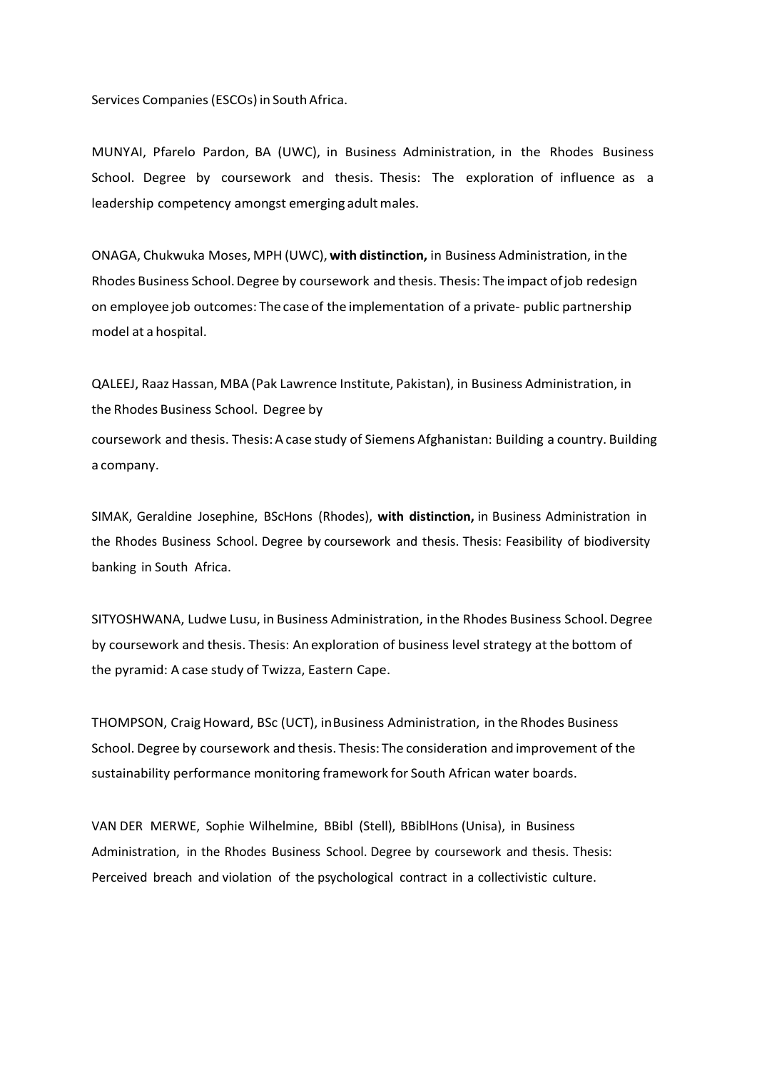Services Companies (ESCOs) in South Africa.

MUNYAI, Pfarelo Pardon, BA (UWC), in Business Administration, in the Rhodes Business School. Degree by coursework and thesis. Thesis: The exploration of influence as a leadership competency amongst emerging adult males.

ONAGA, Chukwuka Moses, MPH (UWC), **with distinction,** in Business Administration, in the Rhodes Business School. Degree by coursework and thesis. Thesis: The impact of job redesign on employee job outcomes: The case of the implementation of a private- public partnership model at a hospital.

QALEEJ, Raaz Hassan, MBA (Pak Lawrence Institute, Pakistan), in Business Administration, in the Rhodes Business School. Degree by coursework and thesis. Thesis: A case study of Siemens Afghanistan: Building a country. Building a company.

SIMAK, Geraldine Josephine, BScHons (Rhodes), **with distinction,** in Business Administration in the Rhodes Business School. Degree by coursework and thesis. Thesis: Feasibility of biodiversity banking in South Africa.

SITYOSHWANA, Ludwe Lusu, in Business Administration, in the Rhodes Business School. Degree by coursework and thesis. Thesis: An exploration of business level strategy at the bottom of the pyramid: A case study of Twizza, Eastern Cape.

THOMPSON, Craig Howard, BSc (UCT), in Business Administration, in the Rhodes Business School. Degree by coursework and thesis. Thesis: The consideration and improvement of the sustainability performance monitoring framework for South African water boards.

VAN DER MERWE, Sophie Wilhelmine, BBibl (Stell), BBiblHons (Unisa), in Business Administration, in the Rhodes Business School. Degree by coursework and thesis. Thesis: Perceived breach and violation of the psychological contract in a collectivistic culture.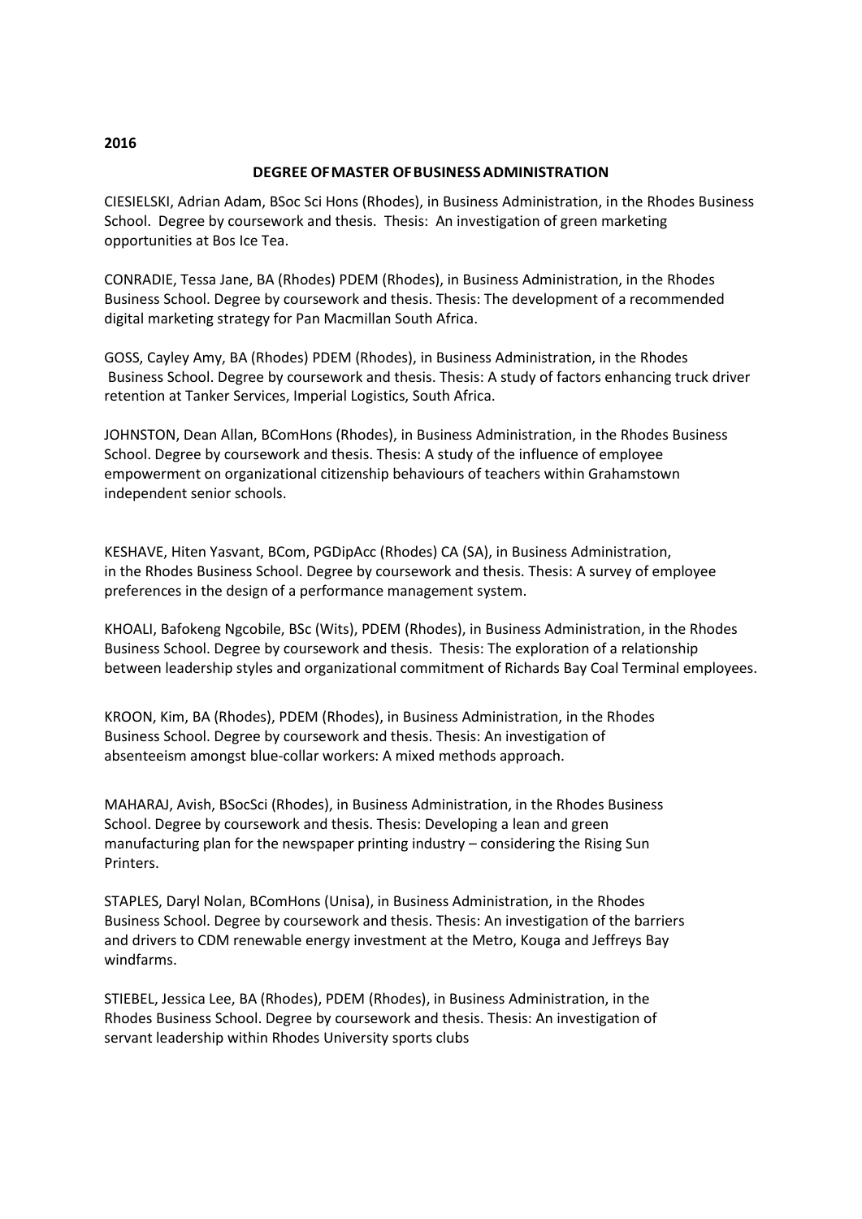**2016**

## DEGREE OF MASTER OF BUSINESS ADMINISTRATION

CIESIELSKI, Adrian Adam, BSoc Sci Hons (Rhodes), in Business Administration, in the Rhodes Business School. Degree by coursework and thesis. Thesis: An investigation of green marketing opportunities at Bos Ice Tea.

CONRADIE, Tessa Jane, BA (Rhodes) PDEM (Rhodes), in Business Administration, in the Rhodes Business School. Degree by coursework and thesis. Thesis: The development of a recommended digital marketing strategy for Pan Macmillan South Africa.

GOSS, Cayley Amy, BA (Rhodes) PDEM (Rhodes), in Business Administration, in the Rhodes Business School. Degree by coursework and thesis. Thesis: A study of factors enhancing truck driver retention at Tanker Services, Imperial Logistics, South Africa.

JOHNSTON, Dean Allan, BComHons (Rhodes), in Business Administration, in the Rhodes Business School. Degree by coursework and thesis. Thesis: A study of the influence of employee empowerment on organizational citizenship behaviours of teachers within Grahamstown independent senior schools.

KESHAVE, Hiten Yasvant, BCom, PGDipAcc (Rhodes) CA (SA), in Business Administration, in the Rhodes Business School. Degree by coursework and thesis. Thesis: A survey of employee preferences in the design of a performance management system.

KHOALI, Bafokeng Ngcobile, BSc (Wits), PDEM (Rhodes), in Business Administration, in the Rhodes Business School. Degree by coursework and thesis. Thesis: The exploration of a relationship between leadership styles and organizational commitment of Richards Bay Coal Terminal employees.

KROON, Kim, BA (Rhodes), PDEM (Rhodes), in Business Administration, in the Rhodes Business School. Degree by coursework and thesis. Thesis: An investigation of absenteeism amongst blue-collar workers: A mixed methods approach.

MAHARAJ, Avish, BSocSci (Rhodes), in Business Administration, in the Rhodes Business School. Degree by coursework and thesis. Thesis: Developing a lean and green manufacturing plan for the newspaper printing industry – considering the Rising Sun Printers.

STAPLES, Daryl Nolan, BComHons (Unisa), in Business Administration, in the Rhodes Business School. Degree by coursework and thesis. Thesis: An investigation of the barriers and drivers to CDM renewable energy investment at the Metro, Kouga and Jeffreys Bay windfarms.

STIEBEL, Jessica Lee, BA (Rhodes), PDEM (Rhodes), in Business Administration, in the Rhodes Business School. Degree by coursework and thesis. Thesis: An investigation of servant leadership within Rhodes University sports clubs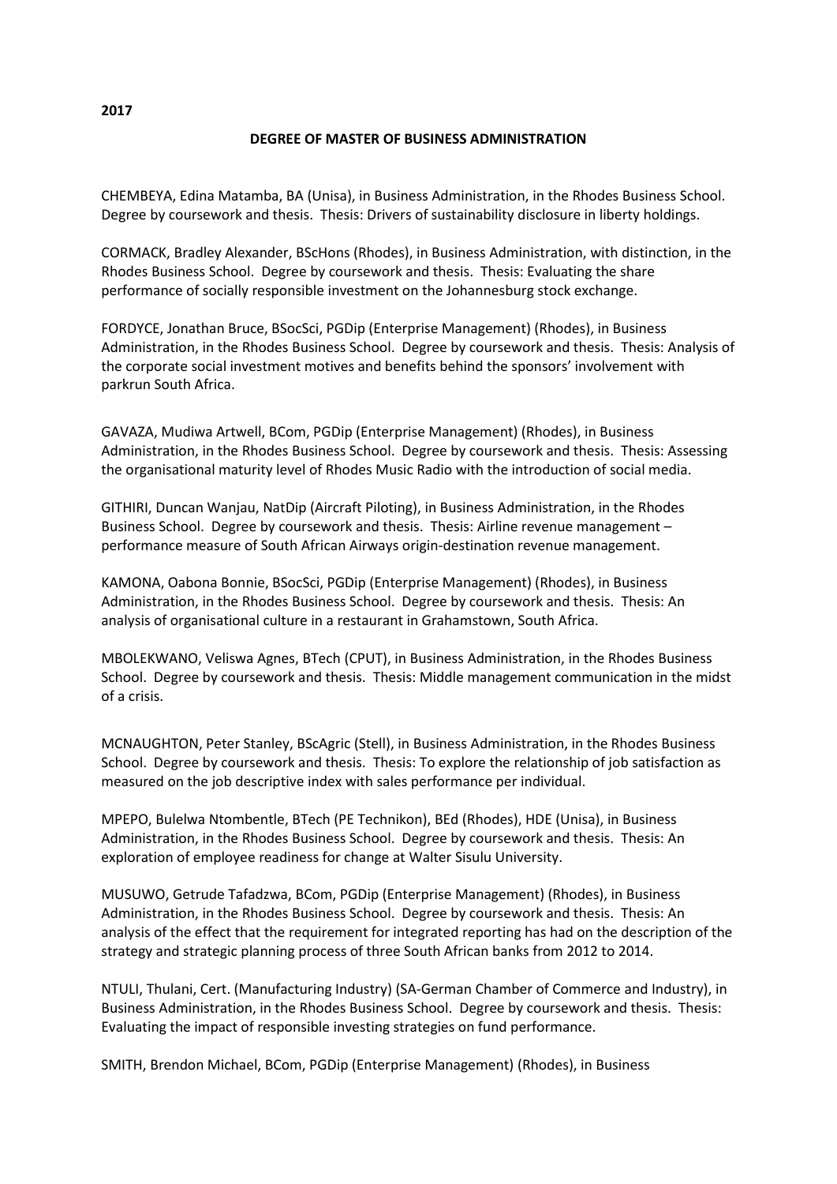**2017**

**DEGREE OF MASTER OF BUSINESS ADMINISTRATION**

CHEMBEYA, Edina Matamba, BA (Unisa), in Business Administration, in the Rhodes Business School. Degree by coursework and thesis. Thesis: Drivers of sustainability disclosure in liberty holdings.

CORMACK, Bradley Alexander, BScHons (Rhodes), in Business Administration, with distinction, in the Rhodes Business School. Degree by coursework and thesis. Thesis: Evaluating the share performance of socially responsible investment on the Johannesburg stock exchange.

FORDYCE, Jonathan Bruce, BSocSci, PGDip (Enterprise Management) (Rhodes), in Business Administration, in the Rhodes Business School. Degree by coursework and thesis. Thesis: Analysis of the corporate social investment motives and benefits behind the sponsors' involvement with parkrun South Africa.

GAVAZA, Mudiwa Artwell, BCom, PGDip (Enterprise Management) (Rhodes), in Business Administration, in the Rhodes Business School. Degree by coursework and thesis. Thesis: Assessing the organisational maturity level of Rhodes Music Radio with the introduction of social media.

GITHIRI, Duncan Wanjau, NatDip (Aircraft Piloting), in Business Administration, in the Rhodes Business School. Degree by coursework and thesis. Thesis: Airline revenue management – performance measure of South African Airways origin-destination revenue management.

KAMONA, Oabona Bonnie, BSocSci, PGDip (Enterprise Management) (Rhodes), in Business Administration, in the Rhodes Business School. Degree by coursework and thesis. Thesis: An analysis of organisational culture in a restaurant in Grahamstown, South Africa.

MBOLEKWANO, Veliswa Agnes, BTech (CPUT), in Business Administration, in the Rhodes Business School. Degree by coursework and thesis. Thesis: Middle management communication in the midst of a crisis.

MCNAUGHTON, Peter Stanley, BScAgric (Stell), in Business Administration, in the Rhodes Business School. Degree by coursework and thesis. Thesis: To explore the relationship of job satisfaction as measured on the job descriptive index with sales performance per individual.

MPEPO, Bulelwa Ntombentle, BTech (PE Technikon), BEd (Rhodes), HDE (Unisa), in Business Administration, in the Rhodes Business School. Degree by coursework and thesis. Thesis: An exploration of employee readiness for change at Walter Sisulu University.

MUSUWO, Getrude Tafadzwa, BCom, PGDip (Enterprise Management) (Rhodes), in Business Administration, in the Rhodes Business School. Degree by coursework and thesis. Thesis: An analysis of the effect that the requirement for integrated reporting has had on the description of the strategy and strategic planning process of three South African banks from 2012 to 2014.

NTULI, Thulani, Cert. (Manufacturing Industry) (SA-German Chamber of Commerce and Industry), in Business Administration, in the Rhodes Business School. Degree by coursework and thesis. Thesis: Evaluating the impact of responsible investing strategies on fund performance.

SMITH, Brendon Michael, BCom, PGDip (Enterprise Management) (Rhodes), in Business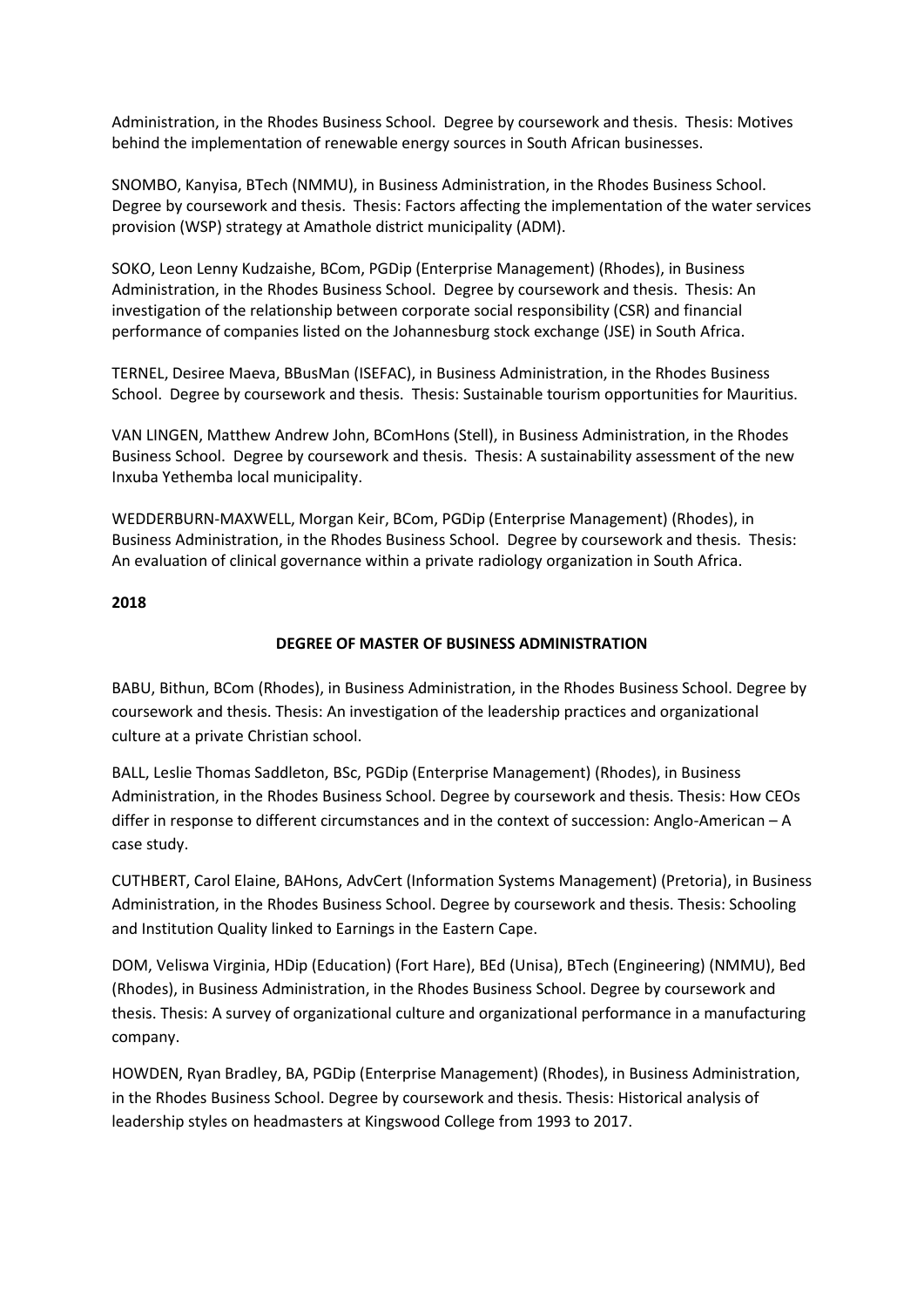Administration, in the Rhodes Business School. Degree by coursework and thesis. Thesis: Motives behind the implementation of renewable energy sources in South African businesses.

SNOMBO, Kanyisa, BTech (NMMU), in Business Administration, in the Rhodes Business School. Degree by coursework and thesis. Thesis: Factors affecting the implementation of the water services provision (WSP) strategy at Amathole district municipality (ADM).

SOKO, Leon Lenny Kudzaishe, BCom, PGDip (Enterprise Management) (Rhodes), in Business Administration, in the Rhodes Business School. Degree by coursework and thesis. Thesis: An investigation of the relationship between corporate social responsibility (CSR) and financial performance of companies listed on the Johannesburg stock exchange (JSE) in South Africa.

TERNEL, Desiree Maeva, BBusMan (ISEFAC), in Business Administration, in the Rhodes Business School. Degree by coursework and thesis. Thesis: Sustainable tourism opportunities for Mauritius.

VAN LINGEN, Matthew Andrew John, BComHons (Stell), in Business Administration, in the Rhodes Business School. Degree by coursework and thesis. Thesis: A sustainability assessment of the new Inxuba Yethemba local municipality.

WEDDERBURN-MAXWELL, Morgan Keir, BCom, PGDip (Enterprise Management) (Rhodes), in Business Administration, in the Rhodes Business School. Degree by coursework and thesis. Thesis: An evaluation of clinical governance within a private radiology organization in South Africa.

**2018**

**DEGREE OF MASTER OF BUSINESS ADMINISTRATION**

BABU, Bithun, BCom (Rhodes), in Business Administration, in the Rhodes Business School. Degree by coursework and thesis. Thesis: An investigation of the leadership practices and organizational culture at a private Christian school.

BALL, Leslie Thomas Saddleton, BSc, PGDip (Enterprise Management) (Rhodes), in Business Administration, in the Rhodes Business School. Degree by coursework and thesis. Thesis: How CEOs differ in response to different circumstances and in the context of succession: Anglo-American – A case study.

CUTHBERT, Carol Elaine, BAHons, AdvCert (Information Systems Management) (Pretoria), in Business Administration, in the Rhodes Business School. Degree by coursework and thesis. Thesis: Schooling and Institution Quality linked to Earnings in the Eastern Cape.

DOM, Veliswa Virginia, HDip (Education) (Fort Hare), BEd (Unisa), BTech (Engineering) (NMMU), Bed (Rhodes), in Business Administration, in the Rhodes Business School. Degree by coursework and thesis. Thesis: A survey of organizational culture and organizational performance in a manufacturing company.

HOWDEN, Ryan Bradley, BA, PGDip (Enterprise Management) (Rhodes), in Business Administration, in the Rhodes Business School. Degree by coursework and thesis. Thesis: Historical analysis of leadership styles on headmasters at Kingswood College from 1993 to 2017.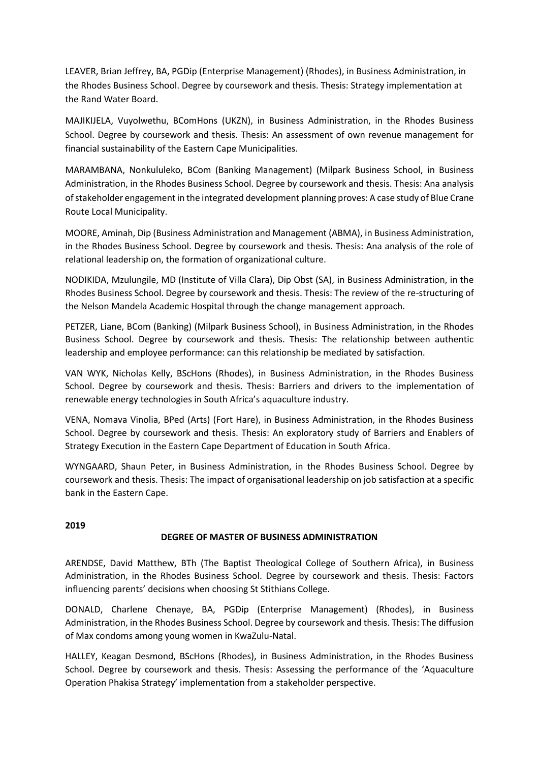LEAVER, Brian Jeffrey, BA, PGDip (Enterprise Management) (Rhodes), in Business Administration, in the Rhodes Business School. Degree by coursework and thesis. Thesis: Strategy implementation at the Rand Water Board.

MAJIKIJELA, Vuyolwethu, BComHons (UKZN), in Business Administration, in the Rhodes Business School. Degree by coursework and thesis. Thesis: An assessment of own revenue management for financial sustainability of the Eastern Cape Municipalities.

MARAMBANA, Nonkululeko, BCom (Banking Management) (Milpark Business School, in Business Administration, in the Rhodes Business School. Degree by coursework and thesis. Thesis: Ana analysis of stakeholder engagement in the integrated development planning proves: A case study of Blue Crane Route Local Municipality.

MOORE, Aminah, Dip (Business Administration and Management (ABMA), in Business Administration, in the Rhodes Business School. Degree by coursework and thesis. Thesis: Ana analysis of the role of relational leadership on, the formation of organizational culture.

NODIKIDA, Mzulungile, MD (Institute of Villa Clara), Dip Obst (SA), in Business Administration, in the Rhodes Business School. Degree by coursework and thesis. Thesis: The review of the re-structuring of the Nelson Mandela Academic Hospital through the change management approach.

PETZER, Liane, BCom (Banking) (Milpark Business School), in Business Administration, in the Rhodes Business School. Degree by coursework and thesis. Thesis: The relationship between authentic leadership and employee performance: can this relationship be mediated by satisfaction.

VAN WYK, Nicholas Kelly, BScHons (Rhodes), in Business Administration, in the Rhodes Business School. Degree by coursework and thesis. Thesis: Barriers and drivers to the implementation of renewable energy technologies in South Africa's aquaculture industry.

VENA, Nomava Vinolia, BPed (Arts) (Fort Hare), in Business Administration, in the Rhodes Business School. Degree by coursework and thesis. Thesis: An exploratory study of Barriers and Enablers of Strategy Execution in the Eastern Cape Department of Education in South Africa.

WYNGAARD, Shaun Peter, in Business Administration, in the Rhodes Business School. Degree by coursework and thesis. Thesis: The impact of organisational leadership on job satisfaction at a specific bank in the Eastern Cape.

**2019**

**DEGREE OF MASTER OF BUSINESS ADMINISTRATION**

ARENDSE, David Matthew, BTh (The Baptist Theological College of Southern Africa), in Business Administration, in the Rhodes Business School. Degree by coursework and thesis. Thesis: Factors influencing parents' decisions when choosing St Stithians College.

DONALD, Charlene Chenaye, BA, PGDip (Enterprise Management) (Rhodes), in Business Administration, in the Rhodes Business School. Degree by coursework and thesis. Thesis: The diffusion of Max condoms among young women in KwaZulu-Natal.

HALLEY, Keagan Desmond, BScHons (Rhodes), in Business Administration, in the Rhodes Business School. Degree by coursework and thesis. Thesis: Assessing the performance of the 'Aquaculture Operation Phakisa Strategy' implementation from a stakeholder perspective.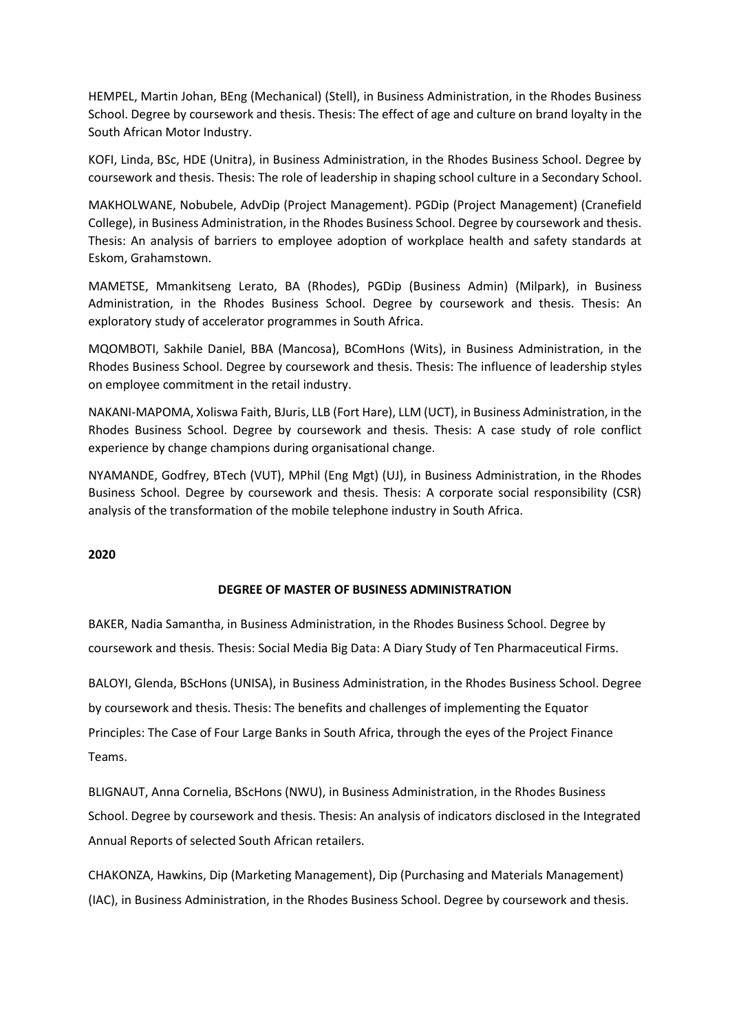HEMPEL, Martin Johan, BEng (Mechanical) (Stell), in Business Administration, in the Rhodes Business School. Degree by coursework and thesis. Thesis: The effect of age and culture on brand loyalty in the South African Motor Industry.

KOFI, Linda, BSc, HDE (Unitra), in Business Administration, in the Rhodes Business School. Degree by coursework and thesis. Thesis: The role of leadership in shaping school culture in a Secondary School.

MAKHOLWANE, Nobubele, AdvDip (Project Management). PGDip (Project Management) (Cranefield College), in Business Administration, in the Rhodes Business School. Degree by coursework and thesis. Thesis: An analysis of barriers to employee adoption of workplace health and safety standards at Eskom, Grahamstown.

MAMETSE, Mmankitseng Lerato, BA (Rhodes), PGDip (Business Admin) (Milpark), in Business Administration, in the Rhodes Business School. Degree by coursework and thesis. Thesis: An exploratory study of accelerator programmes in South Africa.

MQOMBOTI, Sakhile Daniel, BBA (Mancosa), BComHons (Wits), in Business Administration, in the Rhodes Business School. Degree by coursework and thesis. Thesis: The influence of leadership styles on employee commitment in the retail industry.

NAKANI-MAPOMA, Xoliswa Faith, BJuris, LLB (Fort Hare), LLM (UCT), in Business Administration, in the Rhodes Business School. Degree by coursework and thesis. Thesis: A case study of role conflict experience by change champions during organisational change.

NYAMANDE, Godfrey, BTech (VUT), MPhil (Eng Mgt) (UJ), in Business Administration, in the Rhodes Business School. Degree by coursework and thesis. Thesis: A corporate social responsibility (CSR) analysis of the transformation of the mobile telephone industry in South Africa.

**2020**

**DEGREE OF MASTER OF BUSINESS ADMINISTRATION**

BAKER, Nadia Samantha, in Business Administration, in the Rhodes Business School. Degree by coursework and thesis. Thesis: Social Media Big Data: A Diary Study of Ten Pharmaceutical Firms.

BALOYI, Glenda, BScHons (UNISA), in Business Administration, in the Rhodes Business School. Degree by coursework and thesis. Thesis: The benefits and challenges of implementing the Equator Principles: The Case of Four Large Banks in South Africa, through the eyes of the Project Finance Teams.

BLIGNAUT, Anna Cornelia, BScHons (NWU), in Business Administration, in the Rhodes Business School. Degree by coursework and thesis. Thesis: An analysis of indicators disclosed in the Integrated Annual Reports of selected South African retailers.

CHAKONZA, Hawkins, Dip (Marketing Management), Dip (Purchasing and Materials Management) (IAC), in Business Administration, in the Rhodes Business School. Degree by coursework and thesis.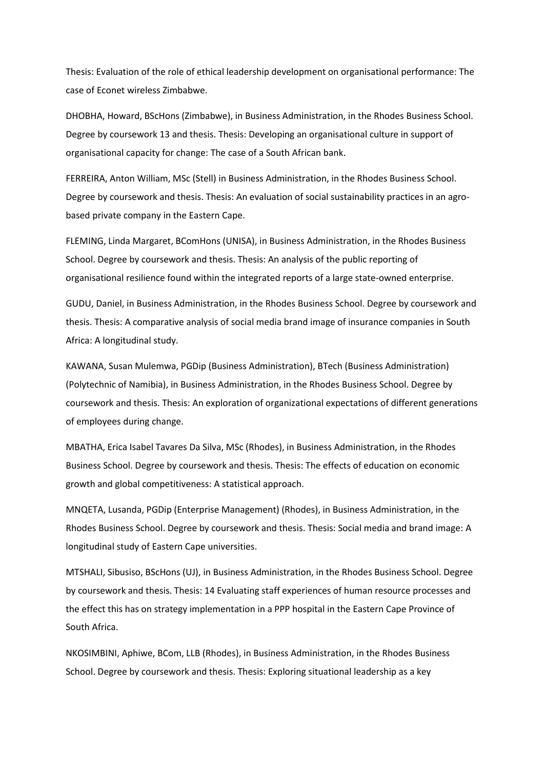Thesis: Evaluation of the role of ethical leadership development on organisational performance: The case of Econet wireless Zimbabwe.

DHOBHA, Howard, BScHons (Zimbabwe), in Business Administration, in the Rhodes Business School. Degree by coursework 13 and thesis. Thesis: Developing an organisational culture in support of organisational capacity for change: The case of a South African bank.

FERREIRA, Anton William, MSc (Stell) in Business Administration, in the Rhodes Business School. Degree by coursework and thesis. Thesis: An evaluation of social sustainability practices in an agro-based private company in the Eastern Cape.

FLEMING, Linda Margaret, BComHons (UNISA), in Business Administration, in the Rhodes Business School. Degree by coursework and thesis. Thesis: An analysis of the public reporting of organisational resilience found within the integrated reports of a large state-owned enterprise.

GUDU, Daniel, in Business Administration, in the Rhodes Business School. Degree by coursework and thesis. Thesis: A comparative analysis of social media brand image of insurance companies in South Africa: A longitudinal study.

KAWANA, Susan Mulemwa, PGDip (Business Administration), BTech (Business Administration) (Polytechnic of Namibia), in Business Administration, in the Rhodes Business School. Degree by coursework and thesis. Thesis: An exploration of organizational expectations of different generations of employees during change.

MBATHA, Erica Isabel Tavares Da Silva, MSc (Rhodes), in Business Administration, in the Rhodes Business School. Degree by coursework and thesis. Thesis: The effects of education on economic growth and global competitiveness: A statistical approach.

MNQETA, Lusanda, PGDip (Enterprise Management) (Rhodes), in Business Administration, in the Rhodes Business School. Degree by coursework and thesis. Thesis: Social media and brand image: A longitudinal study of Eastern Cape universities.

MTSHALI, Sibusiso, BScHons (UJ), in Business Administration, in the Rhodes Business School. Degree by coursework and thesis. Thesis: 14 Evaluating staff experiences of human resource processes and the effect this has on strategy implementation in a PPP hospital in the Eastern Cape Province of South Africa.

NKOSIMBINI, Aphiwe, BCom, LLB (Rhodes), in Business Administration, in the Rhodes Business School. Degree by coursework and thesis. Thesis: Exploring situational leadership as a key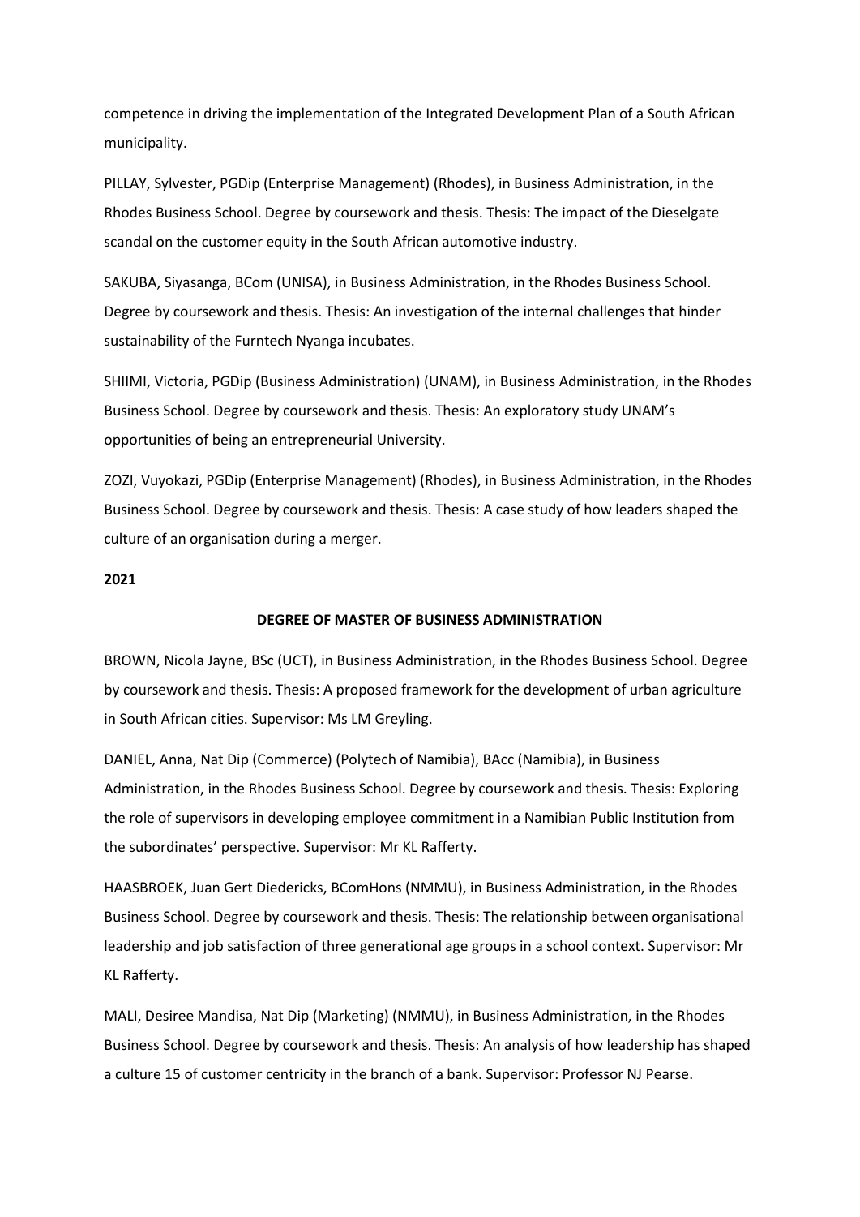competence in driving the implementation of the Integrated Development Plan of a South African municipality.

PILLAY, Sylvester, PGDip (Enterprise Management) (Rhodes), in Business Administration, in the Rhodes Business School. Degree by coursework and thesis. Thesis: The impact of the Dieselgate scandal on the customer equity in the South African automotive industry.

SAKUBA, Siyasanga, BCom (UNISA), in Business Administration, in the Rhodes Business School. Degree by coursework and thesis. Thesis: An investigation of the internal challenges that hinder sustainability of the Furntech Nyanga incubates.

SHIIMI, Victoria, PGDip (Business Administration) (UNAM), in Business Administration, in the Rhodes Business School. Degree by coursework and thesis. Thesis: An exploratory study UNAM's opportunities of being an entrepreneurial University.

ZOZI, Vuyokazi, PGDip (Enterprise Management) (Rhodes), in Business Administration, in the Rhodes Business School. Degree by coursework and thesis. Thesis: A case study of how leaders shaped the culture of an organisation during a merger.

**2021**

**DEGREE OF MASTER OF BUSINESS ADMINISTRATION**

BROWN, Nicola Jayne, BSc (UCT), in Business Administration, in the Rhodes Business School. Degree by coursework and thesis. Thesis: A proposed framework for the development of urban agriculture in South African cities. Supervisor: Ms LM Greyling.

DANIEL, Anna, Nat Dip (Commerce) (Polytech of Namibia), BAcc (Namibia), in Business Administration, in the Rhodes Business School. Degree by coursework and thesis. Thesis: Exploring the role of supervisors in developing employee commitment in a Namibian Public Institution from the subordinates' perspective. Supervisor: Mr KL Rafferty.

HAASBROEK, Juan Gert Diedericks, BComHons (NMMU), in Business Administration, in the Rhodes Business School. Degree by coursework and thesis. Thesis: The relationship between organisational leadership and job satisfaction of three generational age groups in a school context. Supervisor: Mr KL Rafferty.

MALI, Desiree Mandisa, Nat Dip (Marketing) (NMMU), in Business Administration, in the Rhodes Business School. Degree by coursework and thesis. Thesis: An analysis of how leadership has shaped a culture 15 of customer centricity in the branch of a bank. Supervisor: Professor NJ Pearse.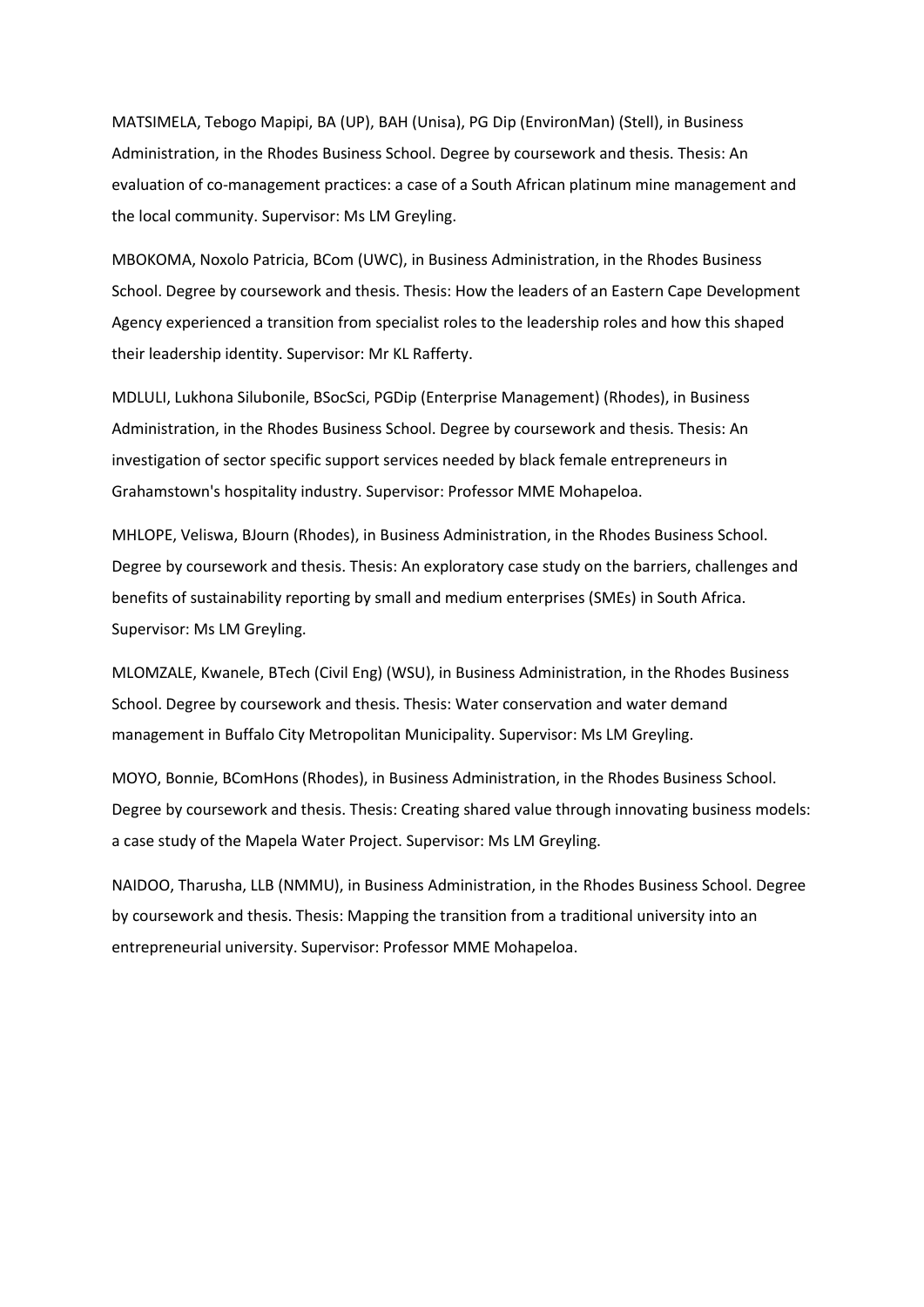MATSIMELA, Tebogo Mapipi, BA (UP), BAH (Unisa), PG Dip (EnvironMan) (Stell), in Business Administration, in the Rhodes Business School. Degree by coursework and thesis. Thesis: An evaluation of co-management practices: a case of a South African platinum mine management and the local community. Supervisor: Ms LM Greyling.

MBOKOMA, Noxolo Patricia, BCom (UWC), in Business Administration, in the Rhodes Business School. Degree by coursework and thesis. Thesis: How the leaders of an Eastern Cape Development Agency experienced a transition from specialist roles to the leadership roles and how this shaped their leadership identity. Supervisor: Mr KL Rafferty.

MDLULI, Lukhona Silubonile, BSocSci, PGDip (Enterprise Management) (Rhodes), in Business Administration, in the Rhodes Business School. Degree by coursework and thesis. Thesis: An investigation of sector specific support services needed by black female entrepreneurs in Grahamstown's hospitality industry. Supervisor: Professor MME Mohapeloa.

MHLOPE, Veliswa, BJourn (Rhodes), in Business Administration, in the Rhodes Business School. Degree by coursework and thesis. Thesis: An exploratory case study on the barriers, challenges and benefits of sustainability reporting by small and medium enterprises (SMEs) in South Africa. Supervisor: Ms LM Greyling.

MLOMZALE, Kwanele, BTech (Civil Eng) (WSU), in Business Administration, in the Rhodes Business School. Degree by coursework and thesis. Thesis: Water conservation and water demand management in Buffalo City Metropolitan Municipality. Supervisor: Ms LM Greyling.

MOYO, Bonnie, BComHons (Rhodes), in Business Administration, in the Rhodes Business School. Degree by coursework and thesis. Thesis: Creating shared value through innovating business models: a case study of the Mapela Water Project. Supervisor: Ms LM Greyling.

NAIDOO, Tharusha, LLB (NMMU), in Business Administration, in the Rhodes Business School. Degree by coursework and thesis. Thesis: Mapping the transition from a traditional university into an entrepreneurial university. Supervisor: Professor MME Mohapeloa.